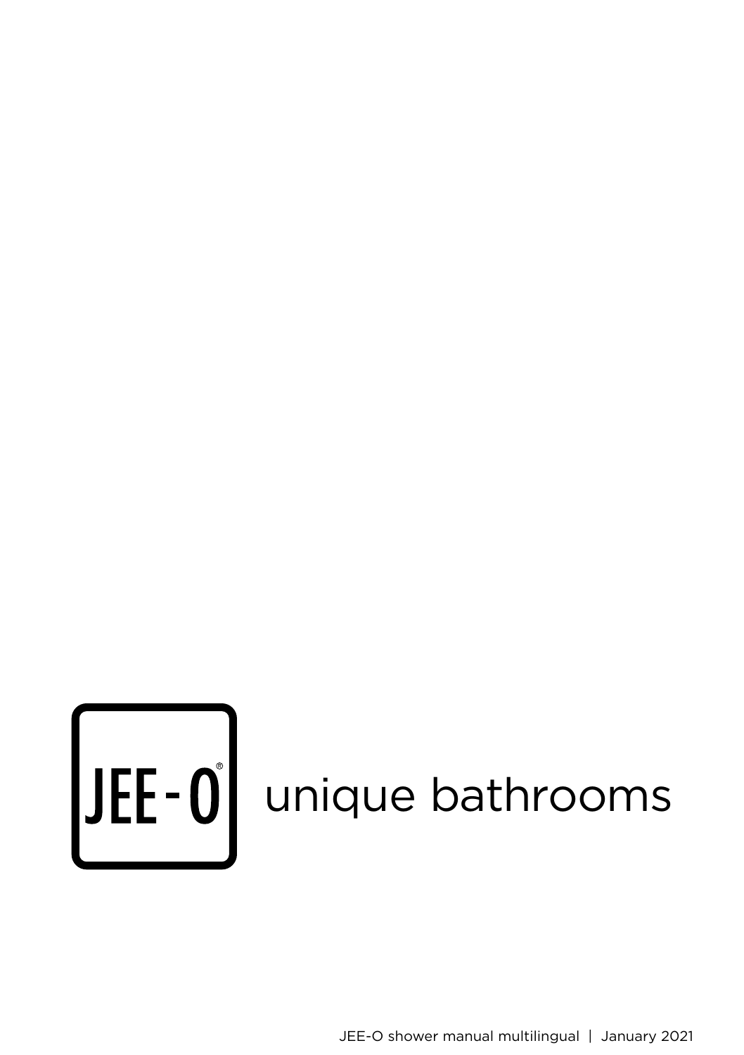JEE-O®

unique bathrooms

JEE-O shower manual multilingual | January 2021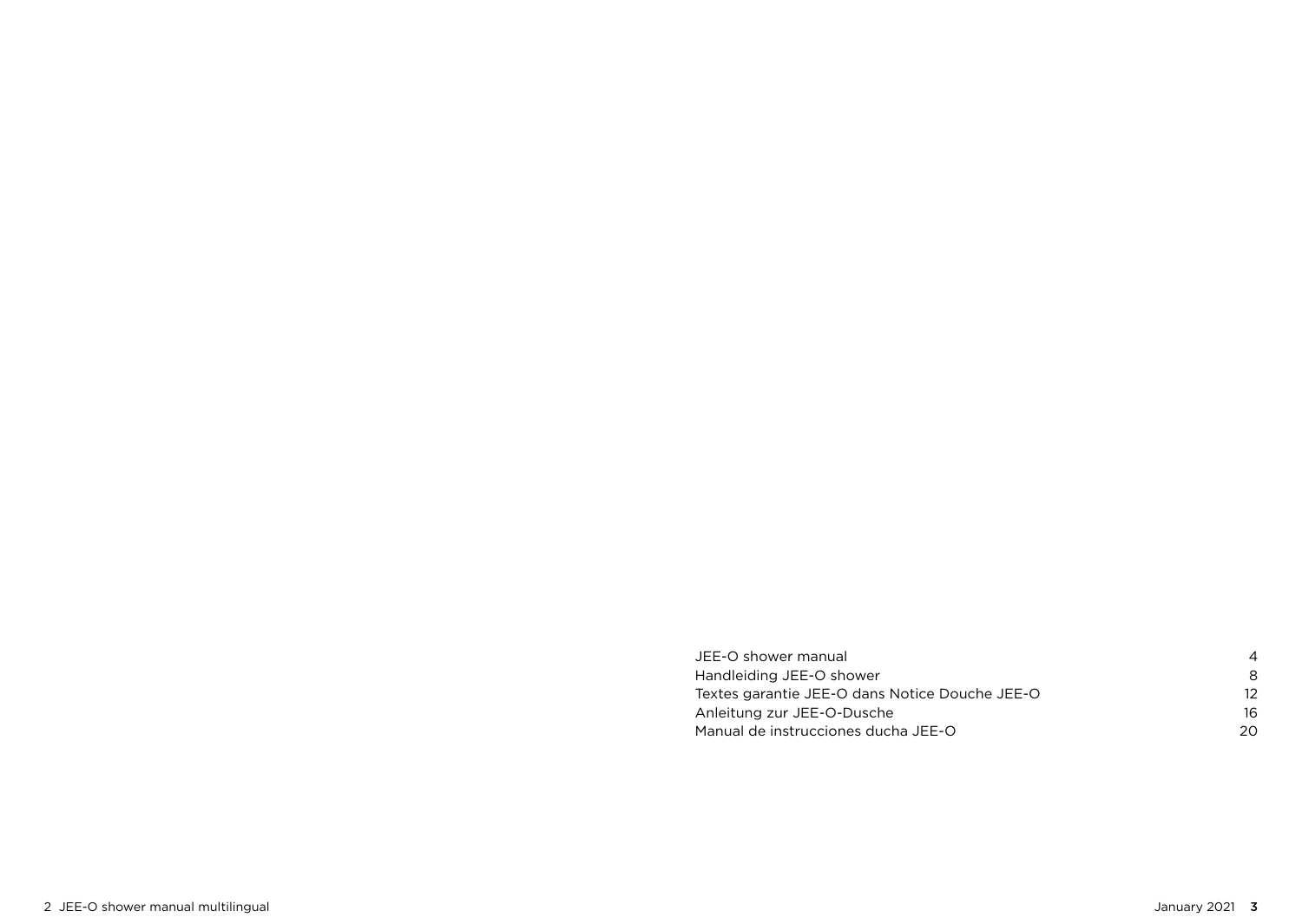| | |
|---|---|
| JEE-O shower manual | 4 |
| Handleiding JEE-O shower | 8 |
| Textes garantie JEE-O dans Notice Douche JEE-O | 12 |
| Anleitung zur JEE-O-Dusche | 16 |
| Manual de instrucciones ducha JEE-O | 20 |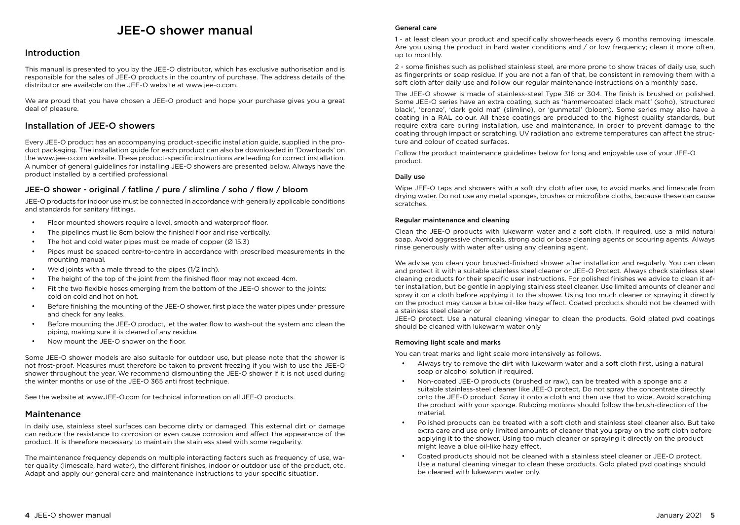# JEE-O shower manual

## Introduction

This manual is presented to you by the JEE-O distributor, which has exclusive authorisation and is responsible for the sales of JEE-O products in the country of purchase. The address details of the distributor are available on the JEE-O website at www.jee-o.com.

We are proud that you have chosen a JEE-O product and hope your purchase gives you a great deal of pleasure.

## Installation of JEE-O showers

Every JEE-O product has an accompanying product-specific installation guide, supplied in the product packaging. The installation guide for each product can also be downloaded in 'Downloads' on the www.jee-o.com website. These product-specific instructions are leading for correct installation. A number of general guidelines for installing JEE-O showers are presented below. Always have the product installed by a certified professional.

### JEE-O shower - original / fatline / pure / slimline / soho / flow / bloom

JEE-O products for indoor use must be connected in accordance with generally applicable conditions and standards for sanitary fittings.

- Floor mounted showers require a level, smooth and waterproof floor.
- The pipelines must lie 8cm below the finished floor and rise vertically.
- The hot and cold water pipes must be made of copper (Ø 15.3)
- Pipes must be spaced centre-to-centre in accordance with prescribed measurements in the mounting manual.
- Weld joints with a male thread to the pipes (1/2 inch).
- The height of the top of the joint from the finished floor may not exceed 4cm.
- Fit the two flexible hoses emerging from the bottom of the JEE-O shower to the joints: cold on cold and hot on hot.
- Before finishing the mounting of the JEE-O shower, first place the water pipes under pressure and check for any leaks.
- Before mounting the JEE-O product, let the water flow to wash-out the system and clean the piping, making sure it is cleared of any residue.
- Now mount the JEE-O shower on the floor.

Some JEE-O shower models are also suitable for outdoor use, but please note that the shower is not frost-proof. Measures must therefore be taken to prevent freezing if you wish to use the JEE-O shower throughout the year. We recommend dismounting the JEE-O shower if it is not used during the winter months or use of the JEE-O 365 anti frost technique.

See the website at www.JEE-O.com for technical information on all JEE-O products.

## Maintenance

In daily use, stainless steel surfaces can become dirty or damaged. This external dirt or damage can reduce the resistance to corrosion or even cause corrosion and affect the appearance of the product. It is therefore necessary to maintain the stainless steel with some regularity.

The maintenance frequency depends on multiple interacting factors such as frequency of use, water quality (limescale, hard water), the different finishes, indoor or outdoor use of the product, etc. Adapt and apply our general care and maintenance instructions to your specific situation.

#### General care

1 - at least clean your product and specifically showerheads every 6 months removing limescale. Are you using the product in hard water conditions and / or low frequency; clean it more often, up to monthly.

2 - some finishes such as polished stainless steel, are more prone to show traces of daily use, such as fingerprints or soap residue. If you are not a fan of that, be consistent in removing them with a soft cloth after daily use and follow our regular maintenance instructions on a monthly base.

The JEE-O shower is made of stainless-steel Type 316 or 304. The finish is brushed or polished. Some JEE-O series have an extra coating, such as 'hammercoated black matt' (soho), 'structured black', 'bronze', 'dark gold mat' (slimline), or 'gunmetal' (bloom). Some series may also have a coating in a RAL colour. All these coatings are produced to the highest quality standards, but require extra care during installation, use and maintenance, in order to prevent damage to the coating through impact or scratching. UV radiation and extreme temperatures can affect the structure and colour of coated surfaces.

Follow the product maintenance guidelines below for long and enjoyable use of your JEE-O product.

#### Daily use

Wipe JEE-O taps and showers with a soft dry cloth after use, to avoid marks and limescale from drying water. Do not use any metal sponges, brushes or microfibre cloths, because these can cause scratches.

#### Regular maintenance and cleaning

Clean the JEE-O products with lukewarm water and a soft cloth. If required, use a mild natural soap. Avoid aggressive chemicals, strong acid or base cleaning agents or scouring agents. Always rinse generously with water after using any cleaning agent.

We advise you clean your brushed-finished shower after installation and regularly. You can clean and protect it with a suitable stainless steel cleaner or JEE-O Protect. Always check stainless steel cleaning products for their specific user instructions. For polished finishes we advice to clean it after installation, but be gentle in applying stainless steel cleaner. Use limited amounts of cleaner and spray it on a cloth before applying it to the shower. Using too much cleaner or spraying it directly on the product may cause a blue oil-like hazy effect. Coated products should not be cleaned with a stainless steel cleaner or
JEE-O protect. Use a natural cleaning vinegar to clean the products. Gold plated pvd coatings should be cleaned with lukewarm water only

#### Removing light scale and marks

You can treat marks and light scale more intensively as follows.

- Always try to remove the dirt with lukewarm water and a soft cloth first, using a natural soap or alcohol solution if required.
- Non-coated JEE-O products (brushed or raw), can be treated with a sponge and a suitable stainless-steel cleaner like JEE-O protect. Do not spray the concentrate directly onto the JEE-O product. Spray it onto a cloth and then use that to wipe. Avoid scratching the product with your sponge. Rubbing motions should follow the brush-direction of the material.
- Polished products can be treated with a soft cloth and stainless steel cleaner also. But take extra care and use only limited amounts of cleaner that you spray on the soft cloth before applying it to the shower. Using too much cleaner or spraying it directly on the product might leave a blue oil-like hazy effect.
- Coated products should not be cleaned with a stainless steel cleaner or JEE-O protect. Use a natural cleaning vinegar to clean these products. Gold plated pvd coatings should be cleaned with lukewarm water only.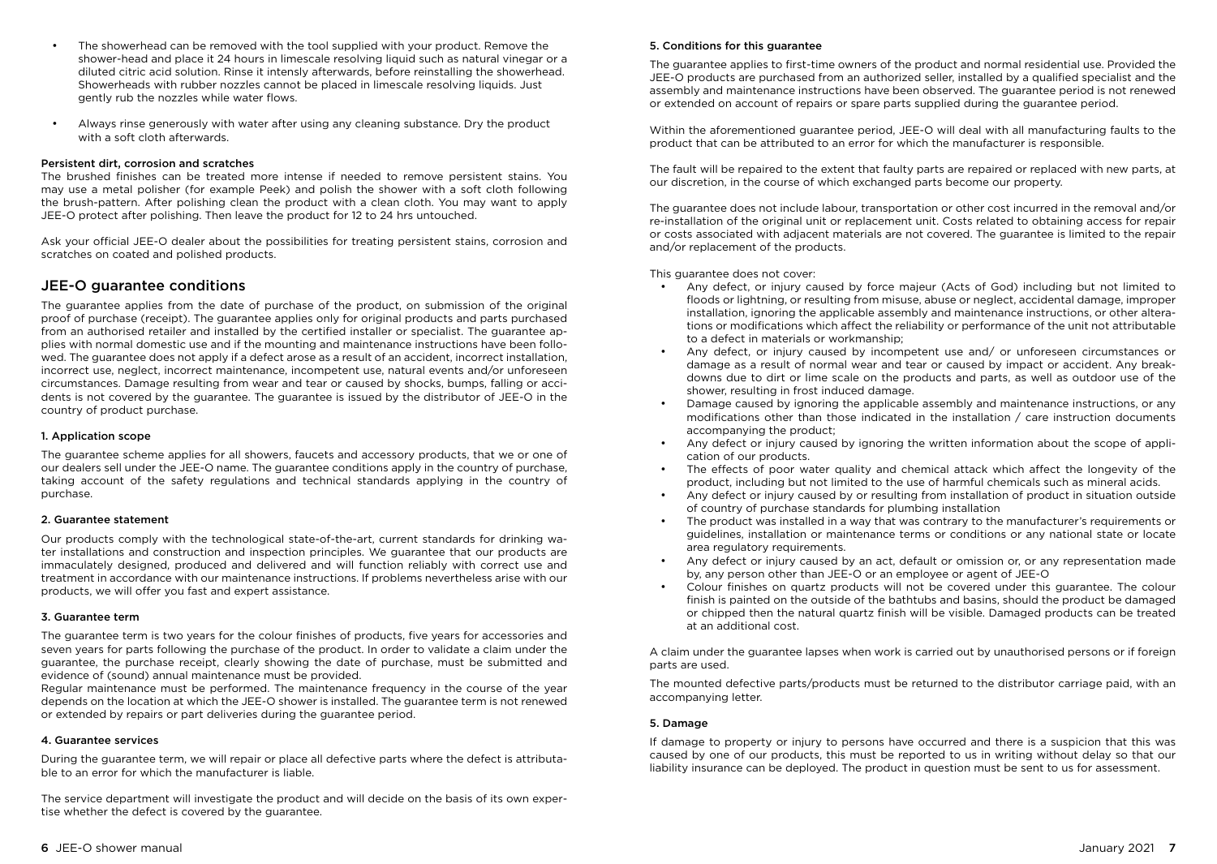- The showerhead can be removed with the tool supplied with your product. Remove the shower-head and place it 24 hours in limescale resolving liquid such as natural vinegar or a diluted citric acid solution. Rinse it intensly afterwards, before reinstalling the showerhead. Showerheads with rubber nozzles cannot be placed in limescale resolving liquids. Just gently rub the nozzles while water flows.
- Always rinse generously with water after using any cleaning substance. Dry the product with a soft cloth afterwards.

#### Persistent dirt, corrosion and scratches

The brushed finishes can be treated more intense if needed to remove persistent stains. You may use a metal polisher (for example Peek) and polish the shower with a soft cloth following the brush-pattern. After polishing clean the product with a clean cloth. You may want to apply JEE-O protect after polishing. Then leave the product for 12 to 24 hrs untouched.

Ask your official JEE-O dealer about the possibilities for treating persistent stains, corrosion and scratches on coated and polished products.

## JEE-O guarantee conditions

The guarantee applies from the date of purchase of the product, on submission of the original proof of purchase (receipt). The guarantee applies only for original products and parts purchased from an authorised retailer and installed by the certified installer or specialist. The guarantee applies with normal domestic use and if the mounting and maintenance instructions have been followed. The guarantee does not apply if a defect arose as a result of an accident, incorrect installation, incorrect use, neglect, incorrect maintenance, incompetent use, natural events and/or unforeseen circumstances. Damage resulting from wear and tear or caused by shocks, bumps, falling or accidents is not covered by the guarantee. The guarantee is issued by the distributor of JEE-O in the country of product purchase.

#### 1. Application scope

The guarantee scheme applies for all showers, faucets and accessory products, that we or one of our dealers sell under the JEE-O name. The guarantee conditions apply in the country of purchase, taking account of the safety regulations and technical standards applying in the country of purchase.

#### 2. Guarantee statement

Our products comply with the technological state-of-the-art, current standards for drinking water installations and construction and inspection principles. We guarantee that our products are immaculately designed, produced and delivered and will function reliably with correct use and treatment in accordance with our maintenance instructions. If problems nevertheless arise with our products, we will offer you fast and expert assistance.

#### 3. Guarantee term

The guarantee term is two years for the colour finishes of products, five years for accessories and seven years for parts following the purchase of the product. In order to validate a claim under the guarantee, the purchase receipt, clearly showing the date of purchase, must be submitted and evidence of (sound) annual maintenance must be provided.

Regular maintenance must be performed. The maintenance frequency in the course of the year depends on the location at which the JEE-O shower is installed. The guarantee term is not renewed or extended by repairs or part deliveries during the guarantee period.

#### 4. Guarantee services

During the guarantee term, we will repair or place all defective parts where the defect is attributable to an error for which the manufacturer is liable.

The service department will investigate the product and will decide on the basis of its own expertise whether the defect is covered by the guarantee.

#### 5. Conditions for this guarantee

The guarantee applies to first-time owners of the product and normal residential use. Provided the JEE-O products are purchased from an authorized seller, installed by a qualified specialist and the assembly and maintenance instructions have been observed. The guarantee period is not renewed or extended on account of repairs or spare parts supplied during the guarantee period.

Within the aforementioned guarantee period, JEE-O will deal with all manufacturing faults to the product that can be attributed to an error for which the manufacturer is responsible.

The fault will be repaired to the extent that faulty parts are repaired or replaced with new parts, at our discretion, in the course of which exchanged parts become our property.

The guarantee does not include labour, transportation or other cost incurred in the removal and/or re-installation of the original unit or replacement unit. Costs related to obtaining access for repair or costs associated with adjacent materials are not covered. The guarantee is limited to the repair and/or replacement of the products.

This guarantee does not cover:

- Any defect, or injury caused by force majeur (Acts of God) including but not limited to floods or lightning, or resulting from misuse, abuse or neglect, accidental damage, improper installation, ignoring the applicable assembly and maintenance instructions, or other alterations or modifications which affect the reliability or performance of the unit not attributable to a defect in materials or workmanship;
- Any defect, or injury caused by incompetent use and/ or unforeseen circumstances or damage as a result of normal wear and tear or caused by impact or accident. Any breakdowns due to dirt or lime scale on the products and parts, as well as outdoor use of the shower, resulting in frost induced damage.
- Damage caused by ignoring the applicable assembly and maintenance instructions, or any modifications other than those indicated in the installation / care instruction documents accompanying the product;
- Any defect or injury caused by ignoring the written information about the scope of application of our products.
- The effects of poor water quality and chemical attack which affect the longevity of the product, including but not limited to the use of harmful chemicals such as mineral acids.
- Any defect or injury caused by or resulting from installation of product in situation outside of country of purchase standards for plumbing installation
- The product was installed in a way that was contrary to the manufacturer's requirements or guidelines, installation or maintenance terms or conditions or any national state or locate area regulatory requirements.
- Any defect or injury caused by an act, default or omission or, or any representation made by, any person other than JEE-O or an employee or agent of JEE-O
- Colour finishes on quartz products will not be covered under this guarantee. The colour finish is painted on the outside of the bathtubs and basins, should the product be damaged or chipped then the natural quartz finish will be visible. Damaged products can be treated at an additional cost.

A claim under the guarantee lapses when work is carried out by unauthorised persons or if foreign parts are used.

The mounted defective parts/products must be returned to the distributor carriage paid, with an accompanying letter.

#### 5. Damage

If damage to property or injury to persons have occurred and there is a suspicion that this was caused by one of our products, this must be reported to us in writing without delay so that our liability insurance can be deployed. The product in question must be sent to us for assessment.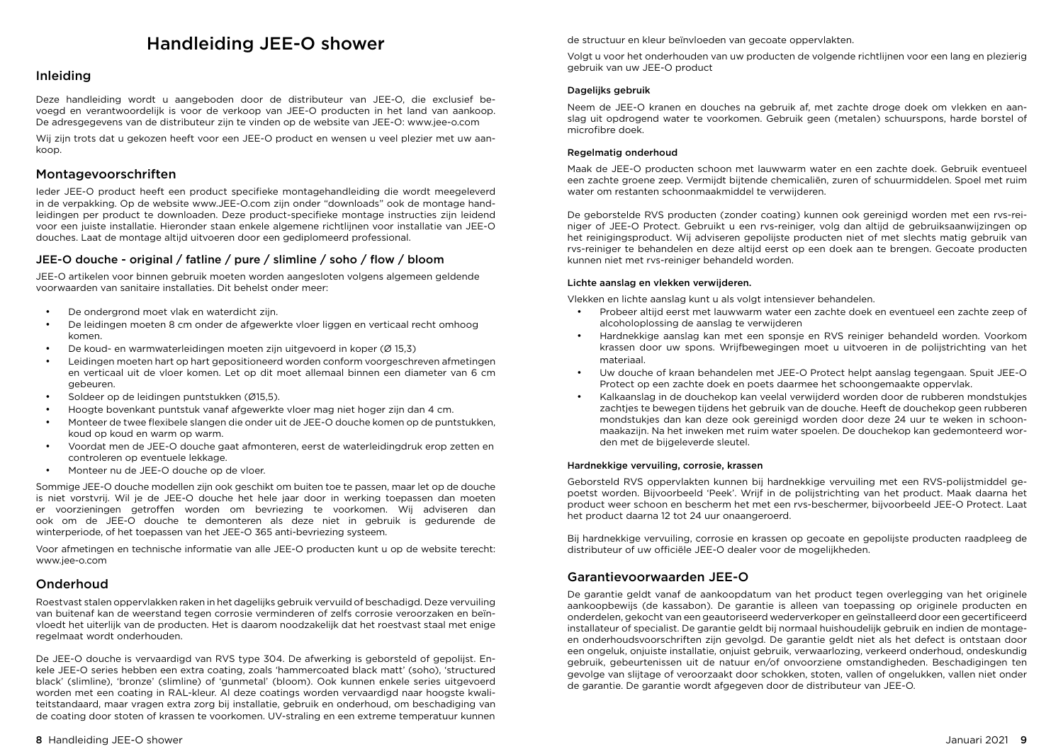# Handleiding JEE-O shower

## Inleiding

Deze handleiding wordt u aangeboden door de distributeur van JEE-O, die exclusief bevoegd en verantwoordelijk is voor de verkoop van JEE-O producten in het land van aankoop. De adresgegevens van de distributeur zijn te vinden op de website van JEE-O: www.jee-o.com

Wij zijn trots dat u gekozen heeft voor een JEE-O product en wensen u veel plezier met uw aankoop.

## Montagevoorschriften

Ieder JEE-O product heeft een product specifieke montagehandleiding die wordt meegeleverd in de verpakking. Op de website www.JEE-O.com zijn onder "downloads" ook de montage handleidingen per product te downloaden. Deze product-specifieke montage instructies zijn leidend voor een juiste installatie. Hieronder staan enkele algemene richtlijnen voor installatie van JEE-O douches. Laat de montage altijd uitvoeren door een gediplomeerd professional.

### JEE-O douche - original / fatline / pure / slimline / soho / flow / bloom

JEE-O artikelen voor binnen gebruik moeten worden aangesloten volgens algemeen geldende voorwaarden van sanitaire installaties. Dit behelst onder meer:

- De ondergrond moet vlak en waterdicht zijn.
- De leidingen moeten 8 cm onder de afgewerkte vloer liggen en verticaal recht omhoog komen.
- De koud- en warmwaterleidingen moeten zijn uitgevoerd in koper (Ø 15,3)
- Leidingen moeten hart op hart gepositioneerd worden conform voorgeschreven afmetingen en verticaal uit de vloer komen. Let op dit moet allemaal binnen een diameter van 6 cm gebeuren.
- Soldeer op de leidingen puntstukken (Ø15,5).
- Hoogte bovenkant puntstuk vanaf afgewerkte vloer mag niet hoger zijn dan 4 cm.
- Monteer de twee flexibele slangen die onder uit de JEE-O douche komen op de puntstukken, koud op koud en warm op warm.
- Voordat men de JEE-O douche gaat afmonteren, eerst de waterleidingdruk erop zetten en controleren op eventuele lekkage.
- Monteer nu de JEE-O douche op de vloer.

Sommige JEE-O douche modellen zijn ook geschikt om buiten toe te passen, maar let op de douche is niet vorstvrij. Wil je de JEE-O douche het hele jaar door in werking toepassen dan moeten er voorzieningen getroffen worden om bevriezing te voorkomen. Wij adviseren dan ook om de JEE-O douche te demonteren als deze niet in gebruik is gedurende de winterperiode, of het toepassen van het JEE-O 365 anti-bevriezing systeem.

Voor afmetingen en technische informatie van alle JEE-O producten kunt u op de website terecht: www.jee-o.com

## Onderhoud

Roestvast stalen oppervlakken raken in het dagelijks gebruik vervuild of beschadigd. Deze vervuiling van buitenaf kan de weerstand tegen corrosie verminderen of zelfs corrosie veroorzaken en beïnvloedt het uiterlijk van de producten. Het is daarom noodzakelijk dat het roestvast staal met enige regelmaat wordt onderhouden.

De JEE-O douche is vervaardigd van RVS type 304. De afwerking is geborsteld of gepolijst. Enkele JEE-O series hebben een extra coating, zoals 'hammercoated black matt' (soho), 'structured black' (slimline), 'bronze' (slimline) of 'gunmetal' (bloom). Ook kunnen enkele series uitgevoerd worden met een coating in RAL-kleur. Al deze coatings worden vervaardigd naar hoogste kwaliteitstandaard, maar vragen extra zorg bij installatie, gebruik en onderhoud, om beschadiging van de coating door stoten of krassen te voorkomen. UV-straling en een extreme temperatuur kunnen de structuur en kleur beïnvloeden van gecoate oppervlakten.

Volgt u voor het onderhouden van uw producten de volgende richtlijnen voor een lang en plezierig gebruik van uw JEE-O product

#### Dagelijks gebruik

Neem de JEE-O kranen en douches na gebruik af, met zachte droge doek om vlekken en aanslag uit opdrogend water te voorkomen. Gebruik geen (metalen) schuurspons, harde borstel of microfibre doek.

#### Regelmatig onderhoud

Maak de JEE-O producten schoon met lauwwarm water en een zachte doek. Gebruik eventueel een zachte groene zeep. Vermijdt bijtende chemicaliën, zuren of schuurmiddelen. Spoel met ruim water om restanten schoonmaakmiddel te verwijderen.

De geborstelde RVS producten (zonder coating) kunnen ook gereinigd worden met een rvs-reiniger of JEE-O Protect. Gebruikt u een rvs-reiniger, volg dan altijd de gebruiksaanwijzingen op het reinigingsproduct. Wij adviseren gepolijste producten niet of met slechts matig gebruik van rvs-reiniger te behandelen en deze altijd eerst op een doek aan te brengen. Gecoate producten kunnen niet met rvs-reiniger behandeld worden.

#### Lichte aanslag en vlekken verwijderen.

Vlekken en lichte aanslag kunt u als volgt intensiever behandelen.

- Probeer altijd eerst met lauwwarm water een zachte doek en eventueel een zachte zeep of alcoholoplossing de aanslag te verwijderen
- Hardnekkige aanslag kan met een sponsje en RVS reiniger behandeld worden. Voorkom krassen door uw spons. Wrijfbewegingen moet u uitvoeren in de polijstrichting van het materiaal.
- Uw douche of kraan behandelen met JEE-O Protect helpt aanslag tegengaan. Spuit JEE-O Protect op een zachte doek en poets daarmee het schoongemaakte oppervlak.
- Kalkaanslag in de douchekop kan veelal verwijderd worden door de rubberen mondstukjes zachtjes te bewegen tijdens het gebruik van de douche. Heeft de douchekop geen rubberen mondstukjes dan kan deze ook gereinigd worden door deze 24 uur te weken in schoonmaakazijn. Na het inweken met ruim water spoelen. De douchekop kan gedemonteerd worden met de bijgeleverde sleutel.

#### Hardnekkige vervuiling, corrosie, krassen

Geborsteld RVS oppervlakten kunnen bij hardnekkige vervuiling met een RVS-polijstmiddel gepoetst worden. Bijvoorbeeld 'Peek'. Wrijf in de polijstrichting van het product. Maak daarna het product weer schoon en bescherm het met een rvs-beschermer, bijvoorbeeld JEE-O Protect. Laat het product daarna 12 tot 24 uur onaangeroerd.

Bij hardnekkige vervuiling, corrosie en krassen op gecoate en gepolijste producten raadpleeg de distributeur of uw officiële JEE-O dealer voor de mogelijkheden.

## Garantievoorwaarden JEE-O

De garantie geldt vanaf de aankoopdatum van het product tegen overlegging van het originele aankoopbewijs (de kassabon). De garantie is alleen van toepassing op originele producten en onderdelen, gekocht van een geautoriseerd wederverkoper en geïnstalleerd door een gecertificeerd installateur of specialist. De garantie geldt bij normaal huishoudelijk gebruik en indien de montage- en onderhoudsvoorschriften zijn gevolgd. De garantie geldt niet als het defect is ontstaan door een ongeluk, onjuiste installatie, onjuist gebruik, verwaarlozing, verkeerd onderhoud, ondeskundig gebruik, gebeurtenissen uit de natuur en/of onvoorziene omstandigheden. Beschadigingen ten gevolge van slijtage of veroorzaakt door schokken, stoten, vallen of ongelukken, vallen niet onder de garantie. De garantie wordt afgegeven door de distributeur van JEE-O.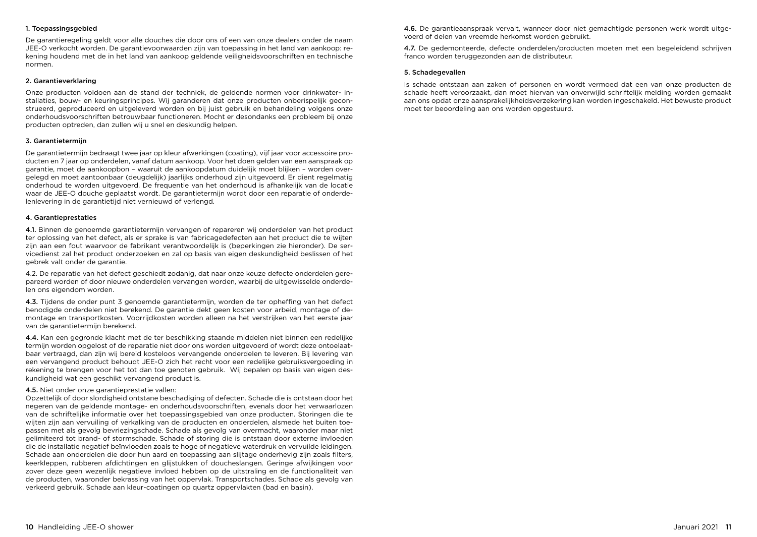## 1. Toepassingsgebied

De garantieregeling geldt voor alle douches die door ons of een van onze dealers onder de naam JEE-O verkocht worden. De garantievoorwaarden zijn van toepassing in het land van aankoop: rekening houdend met de in het land van aankoop geldende veiligheidsvoorschriften en technische normen.

## 2. Garantieverklaring

Onze producten voldoen aan de stand der techniek, de geldende normen voor drinkwater- installaties, bouw- en keuringsprincipes. Wij garanderen dat onze producten onberispelijk geconstrueerd, geproduceerd en uitgeleverd worden en bij juist gebruik en behandeling volgens onze onderhoudsvoorschriften betrouwbaar functioneren. Mocht er desondanks een probleem bij onze producten optreden, dan zullen wij u snel en deskundig helpen.

## 3. Garantietermijn

De garantietermijn bedraagt twee jaar op kleur afwerkingen (coating), vijf jaar voor accessoire producten en 7 jaar op onderdelen, vanaf datum aankoop. Voor het doen gelden van een aanspraak op garantie, moet de aankoopbon – waaruit de aankoopdatum duidelijk moet blijken – worden overgelegd en moet aantoonbaar (deugdelijk) jaarlijks onderhoud zijn uitgevoerd. Er dient regelmatig onderhoud te worden uitgevoerd. De frequentie van het onderhoud is afhankelijk van de locatie waar de JEE-O douche geplaatst wordt. De garantietermijn wordt door een reparatie of onderdelenlevering in de garantietijd niet vernieuwd of verlengd.

## 4. Garantieprestaties

**4.1.** Binnen de genoemde garantietermijn vervangen of repareren wij onderdelen van het product ter oplossing van het defect, als er sprake is van fabricagedefecten aan het product die te wijten zijn aan een fout waarvoor de fabrikant verantwoordelijk is (beperkingen zie hieronder). De servicedienst zal het product onderzoeken en zal op basis van eigen deskundigheid beslissen of het gebrek valt onder de garantie.

4.2. De reparatie van het defect geschiedt zodanig, dat naar onze keuze defecte onderdelen gerepareerd worden of door nieuwe onderdelen vervangen worden, waarbij de uitgewisselde onderdelen ons eigendom worden.

**4.3.** Tijdens de onder punt 3 genoemde garantietermijn, worden de ter opheffing van het defect benodigde onderdelen niet berekend. De garantie dekt geen kosten voor arbeid, montage of demontage en transportkosten. Voorrijdkosten worden alleen na het verstrijken van het eerste jaar van de garantietermijn berekend.

**4.4.** Kan een gegronde klacht met de ter beschikking staande middelen niet binnen een redelijke termijn worden opgelost of de reparatie niet door ons worden uitgevoerd of wordt deze ontoelaatbaar vertraagd, dan zijn wij bereid kosteloos vervangende onderdelen te leveren. Bij levering van een vervangend product behoudt JEE-O zich het recht voor een redelijke gebruiksvergoeding in rekening te brengen voor het tot dan toe genoten gebruik. Wij bepalen op basis van eigen deskundigheid wat een geschikt vervangend product is.

**4.5.** Niet onder onze garantieprestatie vallen:
Opzettelijk of door slordigheid ontstane beschadiging of defecten. Schade die is ontstaan door het negeren van de geldende montage- en onderhoudsvoorschriften, evenals door het verwaarlozen van de schriftelijke informatie over het toepassingsgebied van onze producten. Storingen die te wijten zijn aan vervuiling of verkalking van de producten en onderdelen, alsmede het buiten toepassen met als gevolg bevriezingschade. Schade als gevolg van overmacht, waaronder maar niet gelimiteerd tot brand- of stormschade. Schade of storing die is ontstaan door externe invloeden die de installatie negatief beïnvloeden zoals te hoge of negatieve waterdruk en vervuilde leidingen. Schade aan onderdelen die door hun aard en toepassing aan slijtage onderhevig zijn zoals filters, keerkleppen, rubberen afdichtingen en glijstukken of doucheslangen. Geringe afwijkingen voor zover deze geen wezenlijk negatieve invloed hebben op de uitstraling en de functionaliteit van de producten, waaronder bekrassing van het oppervlak. Transportschades. Schade als gevolg van verkeerd gebruik. Schade aan kleur-coatingen op quartz oppervlakten (bad en basin).

**4.6.** De garantieaanspraak vervalt, wanneer door niet gemachtigde personen werk wordt uitgevoerd of delen van vreemde herkomst worden gebruikt.

**4.7.** De gedemonteerde, defecte onderdelen/producten moeten met een begeleidend schrijven franco worden teruggezonden aan de distributeur.

## 5. Schadegevallen

Is schade ontstaan aan zaken of personen en wordt vermoed dat een van onze producten de schade heeft veroorzaakt, dan moet hiervan van onverwijld schriftelijk melding worden gemaakt aan ons opdat onze aansprakelijkheidsverzekering kan worden ingeschakeld. Het bewuste product moet ter beoordeling aan ons worden opgestuurd.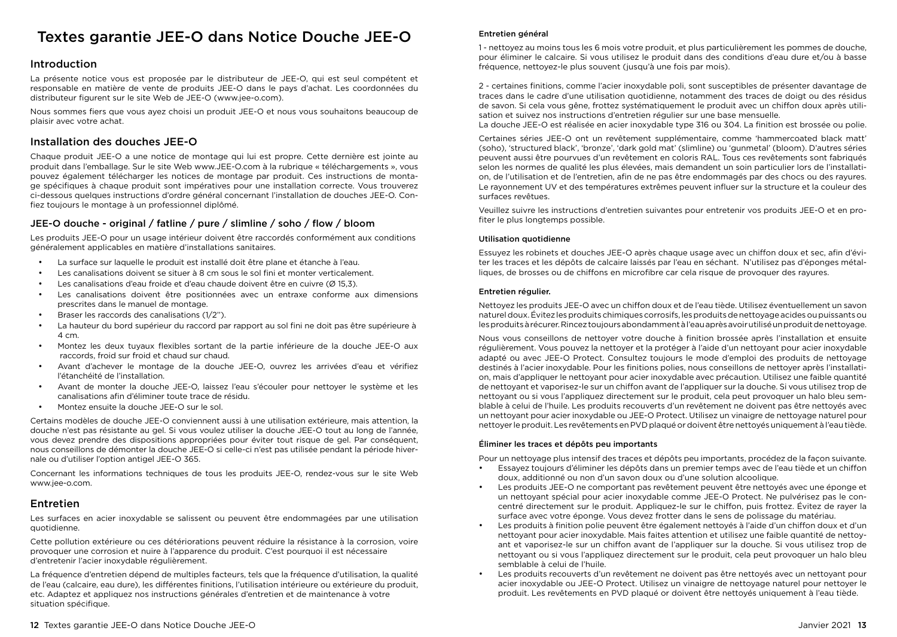# Textes garantie JEE-O dans Notice Douche JEE-O

## Introduction

La présente notice vous est proposée par le distributeur de JEE-O, qui est seul compétent et responsable en matière de vente de produits JEE-O dans le pays d'achat. Les coordonnées du distributeur figurent sur le site Web de JEE-O (www.jee-o.com).

Nous sommes fiers que vous ayez choisi un produit JEE-O et nous vous souhaitons beaucoup de plaisir avec votre achat.

## Installation des douches JEE-O

Chaque produit JEE-O a une notice de montage qui lui est propre. Cette dernière est jointe au produit dans l'emballage. Sur le site Web www.JEE-O.com à la rubrique « téléchargements », vous pouvez également télécharger les notices de montage par produit. Ces instructions de montage spécifiques à chaque produit sont impératives pour une installation correcte. Vous trouverez ci-dessous quelques instructions d'ordre général concernant l'installation de douches JEE-O. Confiez toujours le montage à un professionnel diplômé.

### JEE-O douche - original / fatline / pure / slimline / soho / flow / bloom

Les produits JEE-O pour un usage intérieur doivent être raccordés conformément aux conditions généralement applicables en matière d'installations sanitaires.

- La surface sur laquelle le produit est installé doit être plane et étanche à l'eau.
- Les canalisations doivent se situer à 8 cm sous le sol fini et monter verticalement.
- Les canalisations d'eau froide et d'eau chaude doivent être en cuivre (Ø 15,3).
- Les canalisations doivent être positionnées avec un entraxe conforme aux dimensions prescrites dans le manuel de montage.
- Braser les raccords des canalisations (1/2'').
- La hauteur du bord supérieur du raccord par rapport au sol fini ne doit pas être supérieure à 4 cm.
- Montez les deux tuyaux flexibles sortant de la partie inférieure de la douche JEE-O aux raccords, froid sur froid et chaud sur chaud.
- Avant d'achever le montage de la douche JEE-O, ouvrez les arrivées d'eau et vérifiez l'étanchéité de l'installation.
- Avant de monter la douche JEE-O, laissez l'eau s'écouler pour nettoyer le système et les canalisations afin d'éliminer toute trace de résidu.
- Montez ensuite la douche JEE-O sur le sol.

Certains modèles de douche JEE-O conviennent aussi à une utilisation extérieure, mais attention, la douche n'est pas résistante au gel. Si vous voulez utiliser la douche JEE-O tout au long de l'année, vous devez prendre des dispositions appropriées pour éviter tout risque de gel. Par conséquent, nous conseillons de démonter la douche JEE-O si celle-ci n'est pas utilisée pendant la période hivernale ou d'utiliser l'option antigel JEE-O 365.

Concernant les informations techniques de tous les produits JEE-O, rendez-vous sur le site Web www.jee-o.com.

## Entretien

Les surfaces en acier inoxydable se salissent ou peuvent être endommagées par une utilisation quotidienne.

Cette pollution extérieure ou ces détériorations peuvent réduire la résistance à la corrosion, voire provoquer une corrosion et nuire à l'apparence du produit. C'est pourquoi il est nécessaire d'entretenir l'acier inoxydable régulièrement.

La fréquence d'entretien dépend de multiples facteurs, tels que la fréquence d'utilisation, la qualité de l'eau (calcaire, eau dure), les différentes finitions, l'utilisation intérieure ou extérieure du produit, etc. Adaptez et appliquez nos instructions générales d'entretien et de maintenance à votre situation spécifique.

#### Entretien général

1 - nettoyez au moins tous les 6 mois votre produit, et plus particulièrement les pommes de douche, pour éliminer le calcaire. Si vous utilisez le produit dans des conditions d'eau dure et/ou à basse fréquence, nettoyez-le plus souvent (jusqu'à une fois par mois).

2 - certaines finitions, comme l'acier inoxydable poli, sont susceptibles de présenter davantage de traces dans le cadre d'une utilisation quotidienne, notamment des traces de doigt ou des résidus de savon. Si cela vous gêne, frottez systématiquement le produit avec un chiffon doux après utilisation et suivez nos instructions d'entretien régulier sur une base mensuelle.
La douche JEE-O est réalisée en acier inoxydable type 316 ou 304. La finition est brossée ou polie.

Certaines séries JEE-O ont un revêtement supplémentaire, comme 'hammercoated black matt' (soho), 'structured black', 'bronze', 'dark gold mat' (slimline) ou 'gunmetal' (bloom). D'autres séries peuvent aussi être pourvues d'un revêtement en coloris RAL. Tous ces revêtements sont fabriqués selon les normes de qualité les plus élevées, mais demandent un soin particulier lors de l'installation, de l'utilisation et de l'entretien, afin de ne pas être endommagés par des chocs ou des rayures. Le rayonnement UV et des températures extrêmes peuvent influer sur la structure et la couleur des surfaces revêtues.

Veuillez suivre les instructions d'entretien suivantes pour entretenir vos produits JEE-O et en profiter le plus longtemps possible.

#### Utilisation quotidienne

Essuyez les robinets et douches JEE-O après chaque usage avec un chiffon doux et sec, afin d'éviter les traces et les dépôts de calcaire laissés par l'eau en séchant. N'utilisez pas d'éponges métalliques, de brosses ou de chiffons en microfibre car cela risque de provoquer des rayures.

#### Entretien régulier.

Nettoyez les produits JEE-O avec un chiffon doux et de l'eau tiède. Utilisez éventuellement un savon naturel doux. Évitez les produits chimiques corrosifs, les produits de nettoyage acides ou puissants ou les produits à récurer. Rincez toujours abondamment à l'eau après avoir utilisé un produit de nettoyage.

Nous vous conseillons de nettoyer votre douche à finition brossée après l'installation et ensuite régulièrement. Vous pouvez la nettoyer et la protéger à l'aide d'un nettoyant pour acier inoxydable adapté ou avec JEE-O Protect. Consultez toujours le mode d'emploi des produits de nettoyage destinés à l'acier inoxydable. Pour les finitions polies, nous conseillons de nettoyer après l'installation, mais d'appliquer le nettoyant pour acier inoxydable avec précaution. Utilisez une faible quantité de nettoyant et vaporisez-le sur un chiffon avant de l'appliquer sur la douche. Si vous utilisez trop de nettoyant ou si vous l'appliquez directement sur le produit, cela peut provoquer un halo bleu semblable à celui de l'huile. Les produits recouverts d'un revêtement ne doivent pas être nettoyés avec un nettoyant pour acier inoxydable ou JEE-O Protect. Utilisez un vinaigre de nettoyage naturel pour nettoyer le produit. Les revêtements en PVD plaqué or doivent être nettoyés uniquement à l'eau tiède.

#### Éliminer les traces et dépôts peu importants

Pour un nettoyage plus intensif des traces et dépôts peu importants, procédez de la façon suivante.

- Essayez toujours d'éliminer les dépôts dans un premier temps avec de l'eau tiède et un chiffon doux, additionné ou non d'un savon doux ou d'une solution alcoolique.
- Les produits JEE-O ne comportant pas revêtement peuvent être nettoyés avec une éponge et un nettoyant spécial pour acier inoxydable comme JEE-O Protect. Ne pulvérisez pas le concentré directement sur le produit. Appliquez-le sur le chiffon, puis frottez. Évitez de rayer la surface avec votre éponge. Vous devez frotter dans le sens de polissage du matériau.
- Les produits à finition polie peuvent être également nettoyés à l'aide d'un chiffon doux et d'un nettoyant pour acier inoxydable. Mais faites attention et utilisez une faible quantité de nettoyant et vaporisez-le sur un chiffon avant de l'appliquer sur la douche. Si vous utilisez trop de nettoyant ou si vous l'appliquez directement sur le produit, cela peut provoquer un halo bleu semblable à celui de l'huile.
- Les produits recouverts d'un revêtement ne doivent pas être nettoyés avec un nettoyant pour acier inoxydable ou JEE-O Protect. Utilisez un vinaigre de nettoyage naturel pour nettoyer le produit. Les revêtements en PVD plaqué or doivent être nettoyés uniquement à l'eau tiède.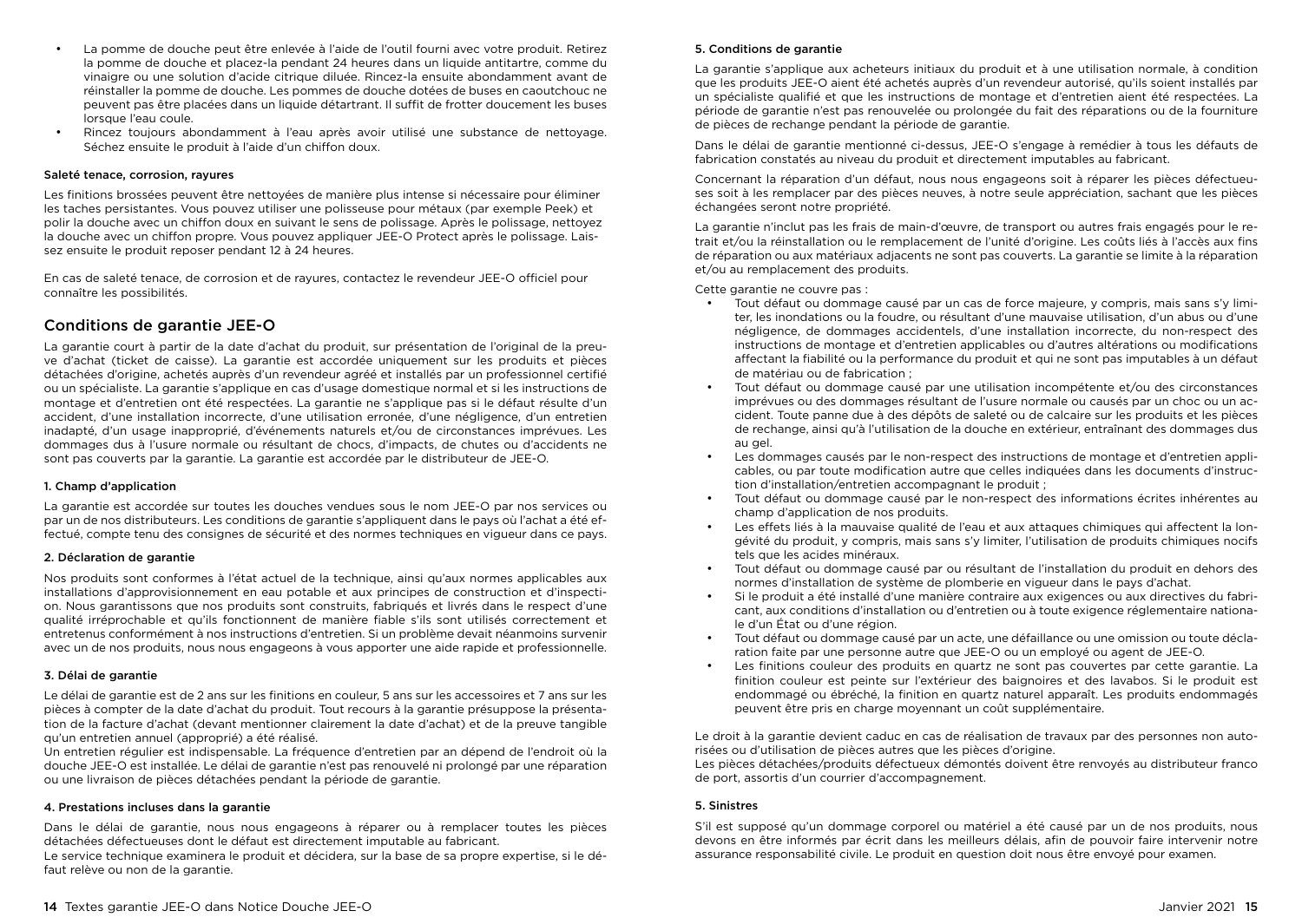- La pomme de douche peut être enlevée à l'aide de l'outil fourni avec votre produit. Retirez la pomme de douche et placez-la pendant 24 heures dans un liquide antitartre, comme du vinaigre ou une solution d'acide citrique diluée. Rincez-la ensuite abondamment avant de réinstaller la pomme de douche. Les pommes de douche dotées de buses en caoutchouc ne peuvent pas être placées dans un liquide détartrant. Il suffit de frotter doucement les buses lorsque l'eau coule.
- Rincez toujours abondamment à l'eau après avoir utilisé une substance de nettoyage. Séchez ensuite le produit à l'aide d'un chiffon doux.

#### Saleté tenace, corrosion, rayures

Les finitions brossées peuvent être nettoyées de manière plus intense si nécessaire pour éliminer les taches persistantes. Vous pouvez utiliser une polisseuse pour métaux (par exemple Peek) et polir la douche avec un chiffon doux en suivant le sens de polissage. Après le polissage, nettoyez la douche avec un chiffon propre. Vous pouvez appliquer JEE-O Protect après le polissage. Laissez ensuite le produit reposer pendant 12 à 24 heures.

En cas de saleté tenace, de corrosion et de rayures, contactez le revendeur JEE-O officiel pour connaître les possibilités.

## Conditions de garantie JEE-O

La garantie court à partir de la date d'achat du produit, sur présentation de l'original de la preuve d'achat (ticket de caisse). La garantie est accordée uniquement sur les produits et pièces détachées d'origine, achetés auprès d'un revendeur agréé et installés par un professionnel certifié ou un spécialiste. La garantie s'applique en cas d'usage domestique normal et si les instructions de montage et d'entretien ont été respectées. La garantie ne s'applique pas si le défaut résulte d'un accident, d'une installation incorrecte, d'une utilisation erronée, d'une négligence, d'un entretien inadapté, d'un usage inapproprié, d'événements naturels et/ou de circonstances imprévues. Les dommages dus à l'usure normale ou résultant de chocs, d'impacts, de chutes ou d'accidents ne sont pas couverts par la garantie. La garantie est accordée par le distributeur de JEE-O.

#### 1. Champ d'application

La garantie est accordée sur toutes les douches vendues sous le nom JEE-O par nos services ou par un de nos distributeurs. Les conditions de garantie s'appliquent dans le pays où l'achat a été effectué, compte tenu des consignes de sécurité et des normes techniques en vigueur dans ce pays.

#### 2. Déclaration de garantie

Nos produits sont conformes à l'état actuel de la technique, ainsi qu'aux normes applicables aux installations d'approvisionnement en eau potable et aux principes de construction et d'inspection. Nous garantissons que nos produits sont construits, fabriqués et livrés dans le respect d'une qualité irréprochable et qu'ils fonctionnent de manière fiable s'ils sont utilisés correctement et entretenus conformément à nos instructions d'entretien. Si un problème devait néanmoins survenir avec un de nos produits, nous nous engageons à vous apporter une aide rapide et professionnelle.

#### 3. Délai de garantie

Le délai de garantie est de 2 ans sur les finitions en couleur, 5 ans sur les accessoires et 7 ans sur les pièces à compter de la date d'achat du produit. Tout recours à la garantie présuppose la présentation de la facture d'achat (devant mentionner clairement la date d'achat) et de la preuve tangible qu'un entretien annuel (approprié) a été réalisé.
Un entretien régulier est indispensable. La fréquence d'entretien par an dépend de l'endroit où la douche JEE-O est installée. Le délai de garantie n'est pas renouvelé ni prolongé par une réparation ou une livraison de pièces détachées pendant la période de garantie.

#### 4. Prestations incluses dans la garantie

Dans le délai de garantie, nous nous engageons à réparer ou à remplacer toutes les pièces détachées défectueuses dont le défaut est directement imputable au fabricant.
Le service technique examinera le produit et décidera, sur la base de sa propre expertise, si le défaut relève ou non de la garantie.

#### 5. Conditions de garantie

La garantie s'applique aux acheteurs initiaux du produit et à une utilisation normale, à condition que les produits JEE-O aient été achetés auprès d'un revendeur autorisé, qu'ils soient installés par un spécialiste qualifié et que les instructions de montage et d'entretien aient été respectées. La période de garantie n'est pas renouvelée ou prolongée du fait des réparations ou de la fourniture de pièces de rechange pendant la période de garantie.

Dans le délai de garantie mentionné ci-dessus, JEE-O s'engage à remédier à tous les défauts de fabrication constatés au niveau du produit et directement imputables au fabricant.

Concernant la réparation d'un défaut, nous nous engageons soit à réparer les pièces défectueuses soit à les remplacer par des pièces neuves, à notre seule appréciation, sachant que les pièces échangées seront notre propriété.

La garantie n'inclut pas les frais de main-d'œuvre, de transport ou autres frais engagés pour le retrait et/ou la réinstallation ou le remplacement de l'unité d'origine. Les coûts liés à l'accès aux fins de réparation ou aux matériaux adjacents ne sont pas couverts. La garantie se limite à la réparation et/ou au remplacement des produits.

Cette garantie ne couvre pas :

- Tout défaut ou dommage causé par un cas de force majeure, y compris, mais sans s'y limiter, les inondations ou la foudre, ou résultant d'une mauvaise utilisation, d'un abus ou d'une négligence, de dommages accidentels, d'une installation incorrecte, du non-respect des instructions de montage et d'entretien applicables ou d'autres altérations ou modifications affectant la fiabilité ou la performance du produit et qui ne sont pas imputables à un défaut de matériau ou de fabrication ;
- Tout défaut ou dommage causé par une utilisation incompétente et/ou des circonstances imprévues ou des dommages résultant de l'usure normale ou causés par un choc ou un accident. Toute panne due à des dépôts de saleté ou de calcaire sur les produits et les pièces de rechange, ainsi qu'à l'utilisation de la douche en extérieur, entraînant des dommages dus au gel.
- Les dommages causés par le non-respect des instructions de montage et d'entretien applicables, ou par toute modification autre que celles indiquées dans les documents d'instruction d'installation/entretien accompagnant le produit ;
- Tout défaut ou dommage causé par le non-respect des informations écrites inhérentes au champ d'application de nos produits.
- Les effets liés à la mauvaise qualité de l'eau et aux attaques chimiques qui affectent la longévité du produit, y compris, mais sans s'y limiter, l'utilisation de produits chimiques nocifs tels que les acides minéraux.
- Tout défaut ou dommage causé par ou résultant de l'installation du produit en dehors des normes d'installation de système de plomberie en vigueur dans le pays d'achat.
- Si le produit a été installé d'une manière contraire aux exigences ou aux directives du fabricant, aux conditions d'installation ou d'entretien ou à toute exigence réglementaire nationale d'un État ou d'une région.
- Tout défaut ou dommage causé par un acte, une défaillance ou une omission ou toute déclaration faite par une personne autre que JEE-O ou un employé ou agent de JEE-O.
- Les finitions couleur des produits en quartz ne sont pas couvertes par cette garantie. La finition couleur est peinte sur l'extérieur des baignoires et des lavabos. Si le produit est endommagé ou ébréché, la finition en quartz naturel apparaît. Les produits endommagés peuvent être pris en charge moyennant un coût supplémentaire.

Le droit à la garantie devient caduc en cas de réalisation de travaux par des personnes non autorisées ou d'utilisation de pièces autres que les pièces d'origine.
Les pièces détachées/produits défectueux démontés doivent être renvoyés au distributeur franco de port, assortis d'un courrier d'accompagnement.

#### 5. Sinistres

S'il est supposé qu'un dommage corporel ou matériel a été causé par un de nos produits, nous devons en être informés par écrit dans les meilleurs délais, afin de pouvoir faire intervenir notre assurance responsabilité civile. Le produit en question doit nous être envoyé pour examen.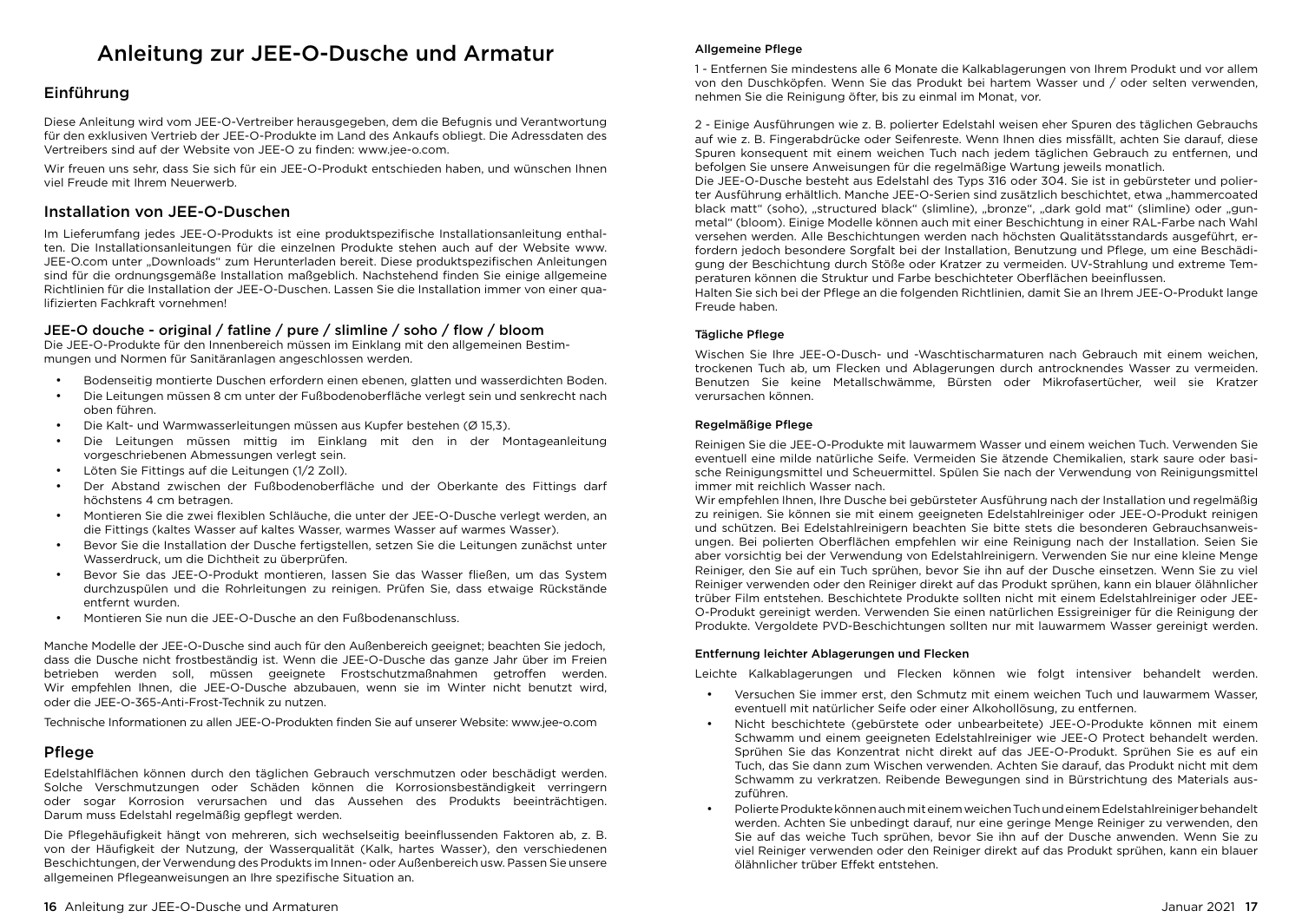# Anleitung zur JEE-O-Dusche und Armatur

## Einführung

Diese Anleitung wird vom JEE-O-Vertreiber herausgegeben, dem die Befugnis und Verantwortung für den exklusiven Vertrieb der JEE-O-Produkte im Land des Ankaufs obliegt. Die Adressdaten des Vertreibers sind auf der Website von JEE-O zu finden: www.jee-o.com.

Wir freuen uns sehr, dass Sie sich für ein JEE-O-Produkt entschieden haben, und wünschen Ihnen viel Freude mit Ihrem Neuerwerb.

## Installation von JEE-O-Duschen

Im Lieferumfang jedes JEE-O-Produkts ist eine produktspezifische Installationsanleitung enthalten. Die Installationsanleitungen für die einzelnen Produkte stehen auch auf der Website www. JEE-O.com unter „Downloads" zum Herunterladen bereit. Diese produktspezifischen Anleitungen sind für die ordnungsgemäße Installation maßgeblich. Nachstehend finden Sie einige allgemeine Richtlinien für die Installation der JEE-O-Duschen. Lassen Sie die Installation immer von einer qualifizierten Fachkraft vornehmen!

### JEE-O douche - original / fatline / pure / slimline / soho / flow / bloom

Die JEE-O-Produkte für den Innenbereich müssen im Einklang mit den allgemeinen Bestimmungen und Normen für Sanitäranlagen angeschlossen werden.

- Bodenseitig montierte Duschen erfordern einen ebenen, glatten und wasserdichten Boden.
- Die Leitungen müssen 8 cm unter der Fußbodenoberfläche verlegt sein und senkrecht nach oben führen.
- Die Kalt- und Warmwasserleitungen müssen aus Kupfer bestehen (Ø 15,3).
- Die Leitungen müssen mittig im Einklang mit den in der Montageanleitung vorgeschriebenen Abmessungen verlegt sein.
- Löten Sie Fittings auf die Leitungen (1/2 Zoll).
- Der Abstand zwischen der Fußbodenoberfläche und der Oberkante des Fittings darf höchstens 4 cm betragen.
- Montieren Sie die zwei flexiblen Schläuche, die unter der JEE-O-Dusche verlegt werden, an die Fittings (kaltes Wasser auf kaltes Wasser, warmes Wasser auf warmes Wasser).
- Bevor Sie die Installation der Dusche fertigstellen, setzen Sie die Leitungen zunächst unter Wasserdruck, um die Dichtheit zu überprüfen.
- Bevor Sie das JEE-O-Produkt montieren, lassen Sie das Wasser fließen, um das System durchzuspülen und die Rohrleitungen zu reinigen. Prüfen Sie, dass etwaige Rückstände entfernt wurden.
- Montieren Sie nun die JEE-O-Dusche an den Fußbodenanschluss.

Manche Modelle der JEE-O-Dusche sind auch für den Außenbereich geeignet; beachten Sie jedoch, dass die Dusche nicht frostbeständig ist. Wenn die JEE-O-Dusche das ganze Jahr über im Freien betrieben werden soll, müssen geeignete Frostschutzmaßnahmen getroffen werden. Wir empfehlen Ihnen, die JEE-O-Dusche abzubauen, wenn sie im Winter nicht benutzt wird, oder die JEE-O-365-Anti-Frost-Technik zu nutzen.

Technische Informationen zu allen JEE-O-Produkten finden Sie auf unserer Website: www.jee-o.com

## Pflege

Edelstahlflächen können durch den täglichen Gebrauch verschmutzen oder beschädigt werden. Solche Verschmutzungen oder Schäden können die Korrosionsbeständigkeit verringern oder sogar Korrosion verursachen und das Aussehen des Produkts beeinträchtigen. Darum muss Edelstahl regelmäßig gepflegt werden.

Die Pflegehäufigkeit hängt von mehreren, sich wechselseitig beeinflussenden Faktoren ab, z. B. von der Häufigkeit der Nutzung, der Wasserqualität (Kalk, hartes Wasser), den verschiedenen Beschichtungen, der Verwendung des Produkts im Innen- oder Außenbereich usw. Passen Sie unsere allgemeinen Pflegeanweisungen an Ihre spezifische Situation an.

#### Allgemeine Pflege

1 - Entfernen Sie mindestens alle 6 Monate die Kalkablagerungen von Ihrem Produkt und vor allem von den Duschköpfen. Wenn Sie das Produkt bei hartem Wasser und / oder selten verwenden, nehmen Sie die Reinigung öfter, bis zu einmal im Monat, vor.

2 - Einige Ausführungen wie z. B. polierter Edelstahl weisen eher Spuren des täglichen Gebrauchs auf wie z. B. Fingerabdrücke oder Seifenreste. Wenn Ihnen dies missfällt, achten Sie darauf, diese Spuren konsequent mit einem weichen Tuch nach jedem täglichen Gebrauch zu entfernen, und befolgen Sie unsere Anweisungen für die regelmäßige Wartung jeweils monatlich.
Die JEE-O-Dusche besteht aus Edelstahl des Typs 316 oder 304. Sie ist in gebürsteter und polierter Ausführung erhältlich. Manche JEE-O-Serien sind zusätzlich beschichtet, etwa „hammercoated black matt" (soho), „structured black" (slimline), „bronze", „dark gold mat" (slimline) oder „gunmetal" (bloom). Einige Modelle können auch mit einer Beschichtung in einer RAL-Farbe nach Wahl versehen werden. Alle Beschichtungen werden nach höchsten Qualitätsstandards ausgeführt, erfordern jedoch besondere Sorgfalt bei der Installation, Benutzung und Pflege, um eine Beschädigung der Beschichtung durch Stöße oder Kratzer zu vermeiden. UV-Strahlung und extreme Temperaturen können die Struktur und Farbe beschichteter Oberflächen beeinflussen.
Halten Sie sich bei der Pflege an die folgenden Richtlinien, damit Sie an Ihrem JEE-O-Produkt lange Freude haben.

#### Tägliche Pflege

Wischen Sie Ihre JEE-O-Dusch- und -Waschtischarmaturen nach Gebrauch mit einem weichen, trockenen Tuch ab, um Flecken und Ablagerungen durch antrocknendes Wasser zu vermeiden. Benutzen Sie keine Metallschwämme, Bürsten oder Mikrofasertücher, weil sie Kratzer verursachen können.

#### Regelmäßige Pflege

Reinigen Sie die JEE-O-Produkte mit lauwarmem Wasser und einem weichen Tuch. Verwenden Sie eventuell eine milde natürliche Seife. Vermeiden Sie ätzende Chemikalien, stark saure oder basische Reinigungsmittel und Scheuermittel. Spülen Sie nach der Verwendung von Reinigungsmittel immer mit reichlich Wasser nach.
Wir empfehlen Ihnen, Ihre Dusche bei gebürsteter Ausführung nach der Installation und regelmäßig zu reinigen. Sie können sie mit einem geeigneten Edelstahlreiniger oder JEE-O-Produkt reinigen und schützen. Bei Edelstahlreinigern beachten Sie bitte stets die besonderen Gebrauchsanweisungen. Bei polierten Oberflächen empfehlen wir eine Reinigung nach der Installation. Seien Sie aber vorsichtig bei der Verwendung von Edelstahlreinigern. Verwenden Sie nur eine kleine Menge Reiniger, den Sie auf ein Tuch sprühen, bevor Sie ihn auf der Dusche einsetzen. Wenn Sie zu viel Reiniger verwenden oder den Reiniger direkt auf das Produkt sprühen, kann ein blauer öläһnlicher trüber Film entstehen. Beschichtete Produkte sollten nicht mit einem Edelstahlreiniger oder JEE-O-Produkt gereinigt werden. Verwenden Sie einen natürlichen Essigreiniger für die Reinigung der Produkte. Vergoldete PVD-Beschichtungen sollten nur mit lauwarmem Wasser gereinigt werden.

#### Entfernung leichter Ablagerungen und Flecken

Leichte Kalkablagerungen und Flecken können wie folgt intensiver behandelt werden.

- Versuchen Sie immer erst, den Schmutz mit einem weichen Tuch und lauwarmem Wasser, eventuell mit natürlicher Seife oder einer Alkohollösung, zu entfernen.
- Nicht beschichtete (gebürstete oder unbearbeitete) JEE-O-Produkte können mit einem Schwamm und einem geeigneten Edelstahlreiniger wie JEE-O Protect behandelt werden. Sprühen Sie das Konzentrat nicht direkt auf das JEE-O-Produkt. Sprühen Sie es auf ein Tuch, das Sie dann zum Wischen verwenden. Achten Sie darauf, das Produkt nicht mit dem Schwamm zu verkratzen. Reibende Bewegungen sind in Bürstrichtung des Materials auszuführen.
- Polierte Produkte können auch mit einem weichen Tuch und einem Edelstahlreiniger behandelt werden. Achten Sie unbedingt darauf, nur eine geringe Menge Reiniger zu verwenden, den Sie auf das weiche Tuch sprühen, bevor Sie ihn auf der Dusche anwenden. Wenn Sie zu viel Reiniger verwenden oder den Reiniger direkt auf das Produkt sprühen, kann ein blauer öläһnlicher trüber Effekt entstehen.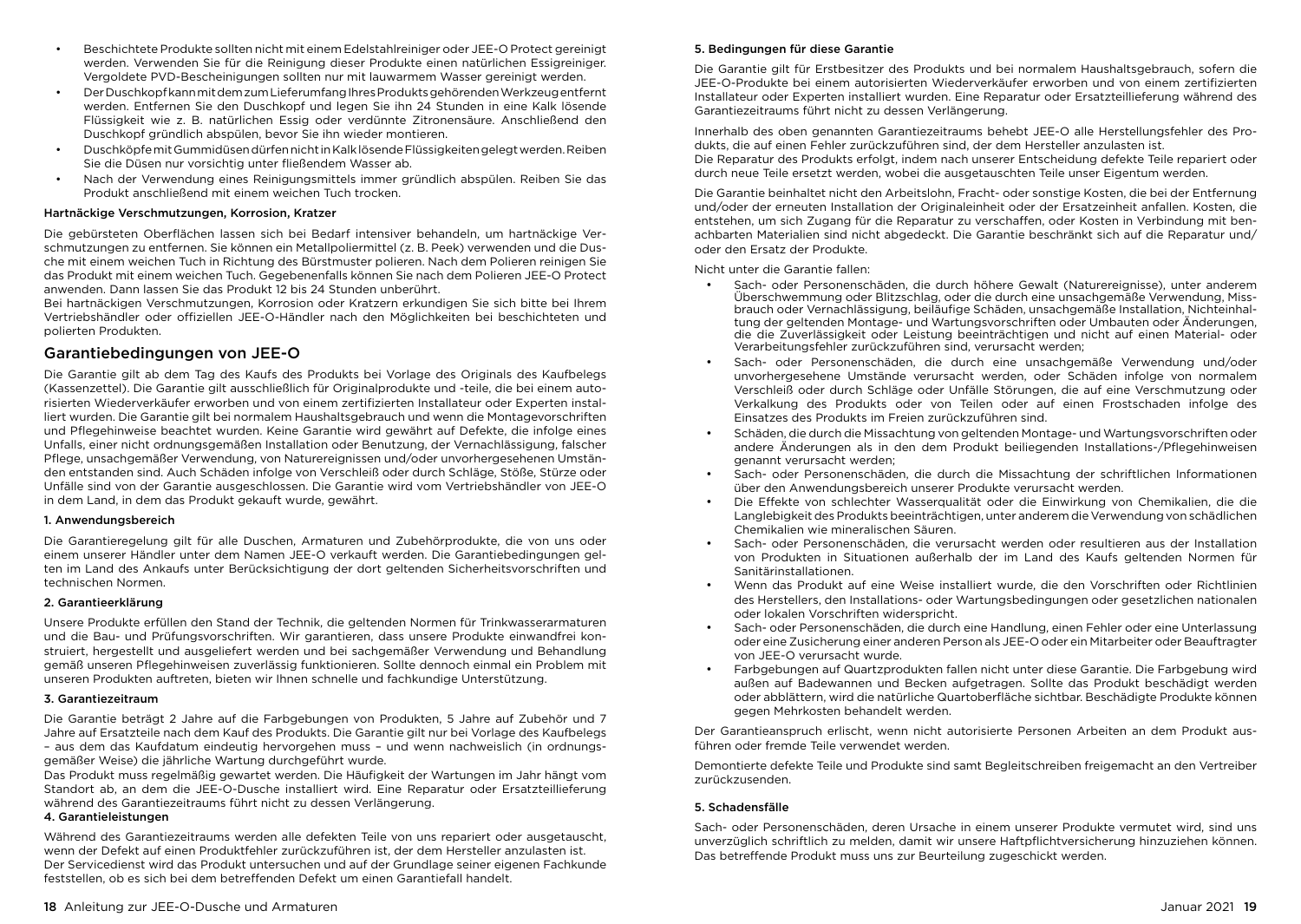- Beschichtete Produkte sollten nicht mit einem Edelstahlreiniger oder JEE-O Protect gereinigt werden. Verwenden Sie für die Reinigung dieser Produkte einen natürlichen Essigreiniger. Vergoldete PVD-Bescheinigungen sollten nur mit lauwarmem Wasser gereinigt werden.
- Der Duschkopf kann mit dem zum Lieferumfang Ihres Produkts gehörenden Werkzeug entfernt werden. Entfernen Sie den Duschkopf und legen Sie ihn 24 Stunden in eine Kalk lösende Flüssigkeit wie z. B. natürlichen Essig oder verdünnte Zitronensäure. Anschließend den Duschkopf gründlich abspülen, bevor Sie ihn wieder montieren.
- Duschköpfe mit Gummidüsen dürfen nicht in Kalk lösende Flüssigkeiten gelegt werden. Reiben Sie die Düsen nur vorsichtig unter fließendem Wasser ab.
- Nach der Verwendung eines Reinigungsmittels immer gründlich abspülen. Reiben Sie das Produkt anschließend mit einem weichen Tuch trocken.

#### Hartnäckige Verschmutzungen, Korrosion, Kratzer

Die gebürsteten Oberflächen lassen sich bei Bedarf intensiver behandeln, um hartnäckige Verschmutzungen zu entfernen. Sie können ein Metallpoliermittel (z. B. Peek) verwenden und die Dusche mit einem weichen Tuch in Richtung des Bürstmuster polieren. Nach dem Polieren reinigen Sie das Produkt mit einem weichen Tuch. Gegebenenfalls können Sie nach dem Polieren JEE-O Protect anwenden. Dann lassen Sie das Produkt 12 bis 24 Stunden unberührt.
Bei hartnäckigen Verschmutzungen, Korrosion oder Kratzern erkundigen Sie sich bitte bei Ihrem Vertriebshändler oder offiziellen JEE-O-Händler nach den Möglichkeiten bei beschichteten und polierten Produkten.

## Garantiebedingungen von JEE-O

Die Garantie gilt ab dem Tag des Kaufs des Produkts bei Vorlage des Originals des Kaufbelegs (Kassenzettel). Die Garantie gilt ausschließlich für Originalprodukte und -teile, die bei einem autorisierten Wiederverkäufer erworben und von einem zertifizierten Installateur oder Experten installiert wurden. Die Garantie gilt bei normalem Haushaltsgebrauch und wenn die Montagevorschriften und Pflegehinweise beachtet wurden. Keine Garantie wird gewährt auf Defekte, die infolge eines Unfalls, einer nicht ordnungsgemäßen Installation oder Benutzung, der Vernachlässigung, falscher Pflege, unsachgemäßer Verwendung, von Naturereignissen und/oder unvorhergesehenen Umständen entstanden sind. Auch Schäden infolge von Verschleiß oder durch Schläge, Stöße, Stürze oder Unfälle sind von der Garantie ausgeschlossen. Die Garantie wird vom Vertriebshändler von JEE-O in dem Land, in dem das Produkt gekauft wurde, gewährt.

#### 1. Anwendungsbereich

Die Garantieregelung gilt für alle Duschen, Armaturen und Zubehörprodukte, die von uns oder einem unserer Händler unter dem Namen JEE-O verkauft werden. Die Garantiebedingungen gelten im Land des Ankaufs unter Berücksichtigung der dort geltenden Sicherheitsvorschriften und technischen Normen.

#### 2. Garantieerklärung

Unsere Produkte erfüllen den Stand der Technik, die geltenden Normen für Trinkwasserarmaturen und die Bau- und Prüfungsvorschriften. Wir garantieren, dass unsere Produkte einwandfrei konstruiert, hergestellt und ausgeliefert werden und bei sachgemäßer Verwendung und Behandlung gemäß unseren Pflegehinweisen zuverlässig funktionieren. Sollte dennoch einmal ein Problem mit unseren Produkten auftreten, bieten wir Ihnen schnelle und fachkundige Unterstützung.

#### 3. Garantiezeitraum

Die Garantie beträgt 2 Jahre auf die Farbgebungen von Produkten, 5 Jahre auf Zubehör und 7 Jahre auf Ersatzteile nach dem Kauf des Produkts. Die Garantie gilt nur bei Vorlage des Kaufbelegs – aus dem das Kaufdatum eindeutig hervorgehen muss – und wenn nachweislich (in ordnungsgemäßer Weise) die jährliche Wartung durchgeführt wurde.
Das Produkt muss regelmäßig gewartet werden. Die Häufigkeit der Wartungen im Jahr hängt vom Standort ab, an dem die JEE-O-Dusche installiert wird. Eine Reparatur oder Ersatzteillieferung während des Garantiezeitraums führt nicht zu dessen Verlängerung.

#### 4. Garantieleistungen

Während des Garantiezeitraums werden alle defekten Teile von uns repariert oder ausgetauscht, wenn der Defekt auf einen Produktfehler zurückzuführen ist, der dem Hersteller anzulasten ist.
Der Servicedienst wird das Produkt untersuchen und auf der Grundlage seiner eigenen Fachkunde feststellen, ob es sich bei dem betreffenden Defekt um einen Garantiefall handelt.

#### 5. Bedingungen für diese Garantie

Die Garantie gilt für Erstbesitzer des Produkts und bei normalem Haushaltsgebrauch, sofern die JEE-O-Produkte bei einem autorisierten Wiederverkäufer erworben und von einem zertifizierten Installateur oder Experten installiert wurden. Eine Reparatur oder Ersatzteillieferung während des Garantiezeitraums führt nicht zu dessen Verlängerung.

Innerhalb des oben genannten Garantiezeitraums behebt JEE-O alle Herstellungsfehler des Produkts, die auf einen Fehler zurückzuführen sind, der dem Hersteller anzulasten ist.
Die Reparatur des Produkts erfolgt, indem nach unserer Entscheidung defekte Teile repariert oder durch neue Teile ersetzt werden, wobei die ausgetauschten Teile unser Eigentum werden.

Die Garantie beinhaltet nicht den Arbeitslohn, Fracht- oder sonstige Kosten, die bei der Entfernung und/oder der erneuten Installation der Originaleinheit oder der Ersatzeinheit anfallen. Kosten, die entstehen, um sich Zugang für die Reparatur zu verschaffen, oder Kosten in Verbindung mit benachbarten Materialien sind nicht abgedeckt. Die Garantie beschränkt sich auf die Reparatur und/oder den Ersatz der Produkte.

Nicht unter die Garantie fallen:

- Sach- oder Personenschäden, die durch höhere Gewalt (Naturereignisse), unter anderem Überschwemmung oder Blitzschlag, oder die durch eine unsachgemäße Verwendung, Missbrauch oder Vernachlässigung, beiläufige Schäden, unsachgemäße Installation, Nichteinhaltung der geltenden Montage- und Wartungsvorschriften oder Umbauten oder Änderungen, die die Zuverlässigkeit oder Leistung beeinträchtigen und nicht auf einen Material- oder Verarbeitungsfehler zurückzuführen sind, verursacht werden;
- Sach- oder Personenschäden, die durch eine unsachgemäße Verwendung und/oder unvorhergesehene Umstände verursacht werden, oder Schäden infolge von normalem Verschleiß oder durch Schläge oder Unfälle Störungen, die auf eine Verschmutzung oder Verkalkung des Produkts oder von Teilen oder auf einen Frostschaden infolge des Einsatzes des Produkts im Freien zurückzuführen sind.
- Schäden, die durch die Missachtung von geltenden Montage- und Wartungsvorschriften oder andere Änderungen als in den dem Produkt beiliegenden Installations-/Pflegehinweisen genannt verursacht werden;
- Sach- oder Personenschäden, die durch die Missachtung der schriftlichen Informationen über den Anwendungsbereich unserer Produkte verursacht werden.
- Die Effekte von schlechter Wasserqualität oder die Einwirkung von Chemikalien, die die Langlebigkeit des Produkts beeinträchtigen, unter anderem die Verwendung von schädlichen Chemikalien wie mineralischen Säuren.
- Sach- oder Personenschäden, die verursacht werden oder resultieren aus der Installation von Produkten in Situationen außerhalb der im Land des Kaufs geltenden Normen für Sanitärinstallationen.
- Wenn das Produkt auf eine Weise installiert wurde, die den Vorschriften oder Richtlinien des Herstellers, den Installations- oder Wartungsbedingungen oder gesetzlichen nationalen oder lokalen Vorschriften widerspricht.
- Sach- oder Personenschäden, die durch eine Handlung, einen Fehler oder eine Unterlassung oder eine Zusicherung einer anderen Person als JEE-O oder ein Mitarbeiter oder Beauftragter von JEE-O verursacht wurde.
- Farbgebungen auf Quartzprodukten fallen nicht unter diese Garantie. Die Farbgebung wird außen auf Badewannen und Becken aufgetragen. Sollte das Produkt beschädigt werden oder abblättern, wird die natürliche Quartoberfläche sichtbar. Beschädigte Produkte können gegen Mehrkosten behandelt werden.

Der Garantieanspruch erlischt, wenn nicht autorisierte Personen Arbeiten an dem Produkt ausführen oder fremde Teile verwendet werden.

Demontierte defekte Teile und Produkte sind samt Begleitschreiben freigemacht an den Vertreiber zurückzusenden.

#### 5. Schadensfälle

Sach- oder Personenschäden, deren Ursache in einem unserer Produkte vermutet wird, sind uns unverzüglich schriftlich zu melden, damit wir unsere Haftpflichtversicherung hinzuziehen können. Das betreffende Produkt muss uns zur Beurteilung zugeschickt werden.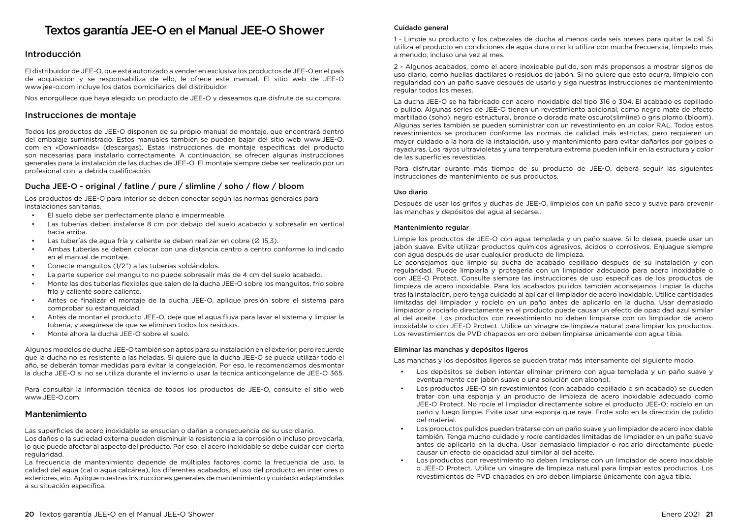# Textos garantía JEE-O en el Manual JEE-O Shower

## Introducción

El distribuidor de JEE-O, que está autorizado a vender en exclusiva los productos de JEE-O en el país de adquisición y se responsabiliza de ello, le ofrece este manual. El sitio web de JEE-O www.jee-o.com incluye los datos domiciliarios del distribuidor.

Nos enorgullece que haya elegido un producto de JEE-O y deseamos que disfrute de su compra.

## Instrucciones de montaje

Todos los productos de JEE-O disponen de su propio manual de montaje, que encontrará dentro del embalaje suministrado. Estos manuales también se pueden bajar del sitio web www.JEE-O.com en «Downloads» (descargas). Estas instrucciones de montaje específicas del producto son necesarias para instalarlo correctamente. A continuación, se ofrecen algunas instrucciones generales para la instalación de las duchas de JEE-O. El montaje siempre debe ser realizado por un profesional con la debida cualificación.

### Ducha JEE-O - original / fatline / pure / slimline / soho / flow / bloom

Los productos de JEE-O para interior se deben conectar según las normas generales para instalaciones sanitarias.

- El suelo debe ser perfectamente plano e impermeable.
- Las tuberías deben instalarse 8 cm por debajo del suelo acabado y sobresalir en vertical hacia arriba.
- Las tuberías de agua fría y caliente se deben realizar en cobre (Ø 15,3).
- Ambas tuberías se deben colocar con una distancia centro a centro conforme lo indicado en el manual de montaje.
- Conecte manguitos (1/2") a las tuberías soldándolos.
- La parte superior del manguito no puede sobresalir más de 4 cm del suelo acabado.
- Monte las dos tuberías flexibles que salen de la ducha JEE-O sobre los manguitos, frío sobre frío y caliente sobre caliente.
- Antes de finalizar el montaje de la ducha JEE-O, aplique presión sobre el sistema para comprobar su estanqueidad.
- Antes de montar el producto JEE-O, deje que el agua fluya para lavar el sistema y limpiar la tubería, y asegúrese de que se eliminan todos los residuos.
- Monte ahora la ducha JEE-O sobre el suelo.

Algunos modelos de ducha JEE-O también son aptos para su instalación en el exterior, pero recuerde que la ducha no es resistente a las heladas. Si quiere que la ducha JEE-O se pueda utilizar todo el año, se deberán tomar medidas para evitar la congelación. Por eso, le recomendamos desmontar la ducha JEE-O si no se utiliza durante el invierno o usar la técnica anticongelante de JEE-O 365.

Para consultar la información técnica de todos los productos de JEE-O, consulte el sitio web www.JEE-O.com.

## Mantenimiento

Las superficies de acero inoxidable se ensucian o dañan a consecuencia de su uso diario.
Los daños o la suciedad externa pueden disminuir la resistencia a la corrosión o incluso provocarla, lo que puede afectar al aspecto del producto. Por eso, el acero inoxidable se debe cuidar con cierta regularidad.
La frecuencia de mantenimiento depende de múltiples factores como la frecuencia de uso, la calidad del agua (cal o agua calcárea), los diferentes acabados, el uso del producto en interiores o exteriores, etc. Aplique nuestras instrucciones generales de mantenimiento y cuidado adaptándolas a su situación específica.

#### Cuidado general

1 - Limpie su producto y los cabezales de ducha al menos cada seis meses para quitar la cal. Si utiliza el producto en condiciones de agua dura o no lo utiliza con mucha frecuencia, límpielo más a menudo, incluso una vez al mes.

2 - Algunos acabados, como el acero inoxidable pulido, son más propensos a mostrar signos de uso diario, como huellas dactilares o residuos de jabón. Si no quiere que esto ocurra, límpielo con regularidad con un paño suave después de usarlo y siga nuestras instrucciones de mantenimiento regular todos los meses.

La ducha JEE-O se ha fabricado con acero inoxidable del tipo 316 o 304. El acabado es cepillado o pulido. Algunas series de JEE-O tienen un revestimiento adicional, como negro mate de efecto martillado (soho), negro estructural, bronce o dorado mate oscuro(slimline) o gris plomo (bloom). Algunas series también se pueden suministrar con un revestimiento en un color RAL. Todos estos revestimientos se producen conforme las normas de calidad más estrictas, pero requieren un mayor cuidado a la hora de la instalación, uso y mantenimiento para evitar dañarlos por golpes o rayaduras. Los rayos ultravioletas y una temperatura extrema pueden influir en la estructura y color de las superficies revestidas.

Para disfrutar durante más tiempo de su producto de JEE-O, deberá seguir las siguientes instrucciones de mantenimiento de sus productos.

#### Uso diario

Después de usar los grifos y duchas de JEE-O, límpielos con un paño seco y suave para prevenir las manchas y depósitos del agua al secarse..

#### Mantenimiento regular

Limpie los productos de JEE-O con agua templada y un paño suave. Si lo desea, puede usar un jabón suave. Evite utilizar productos químicos agresivos, ácidos o corrosivos. Enjuague siempre con agua después de usar cualquier producto de limpieza.
Le aconsejamos que limpie su ducha de acabado cepillado después de su instalación y con regularidad. Puede limpiarla y protegerla con un limpiador adecuado para acero inoxidable o con JEE-O Protect. Consulte siempre las instrucciones de uso específicas de los productos de limpieza de acero inoxidable. Para los acabados pulidos también aconsejamos limpiar la ducha tras la instalación, pero tenga cuidado al aplicar el limpiador de acero inoxidable. Utilice cantidades limitadas del limpiador y rocíelo en un paño antes de aplicarlo en la ducha. Usar demasiado limpiador o rociarlo directamente en el producto puede causar un efecto de opacidad azul similar al del aceite. Los productos con revestimiento no deben limpiarse con un limpiador de acero inoxidable o con JEE-O Protect. Utilice un vinagre de limpieza natural para limpiar los productos. Los revestimientos de PVD chapados en oro deben limpiarse únicamente con agua tibia.

#### Eliminar las manchas y depósitos ligeros

Las manchas y los depósitos ligeros se pueden tratar más intensamente del siguiente modo.

- Los depósitos se deben intentar eliminar primero con agua templada y un paño suave y eventualmente con jabón suave o una solución con alcohol.
- Los productos JEE-O sin revestimientos (con acabado cepillado o sin acabado) se pueden tratar con una esponja y un producto de limpieza de acero inoxidable adecuado como JEE-O Protect. No rocíe el limpiador directamente sobre el producto JEE-O; rocíelo en un paño y luego limpie. Evite usar una esponja que raye. Frote solo en la dirección de pulido del material.
- Los productos pulidos pueden tratarse con un paño suave y un limpiador de acero inoxidable también. Tenga mucho cuidado y rocíe cantidades limitadas de limpiador en un paño suave antes de aplicarlo en la ducha. Usar demasiado limpiador o rociarlo directamente puede causar un efecto de opacidad azul similar al del aceite.
- Los productos con revestimiento no deben limpiarse con un limpiador de acero inoxidable o JEE-O Protect. Utilice un vinagre de limpieza natural para limpiar estos productos. Los revestimientos de PVD chapados en oro deben limpiarse únicamente con agua tibia.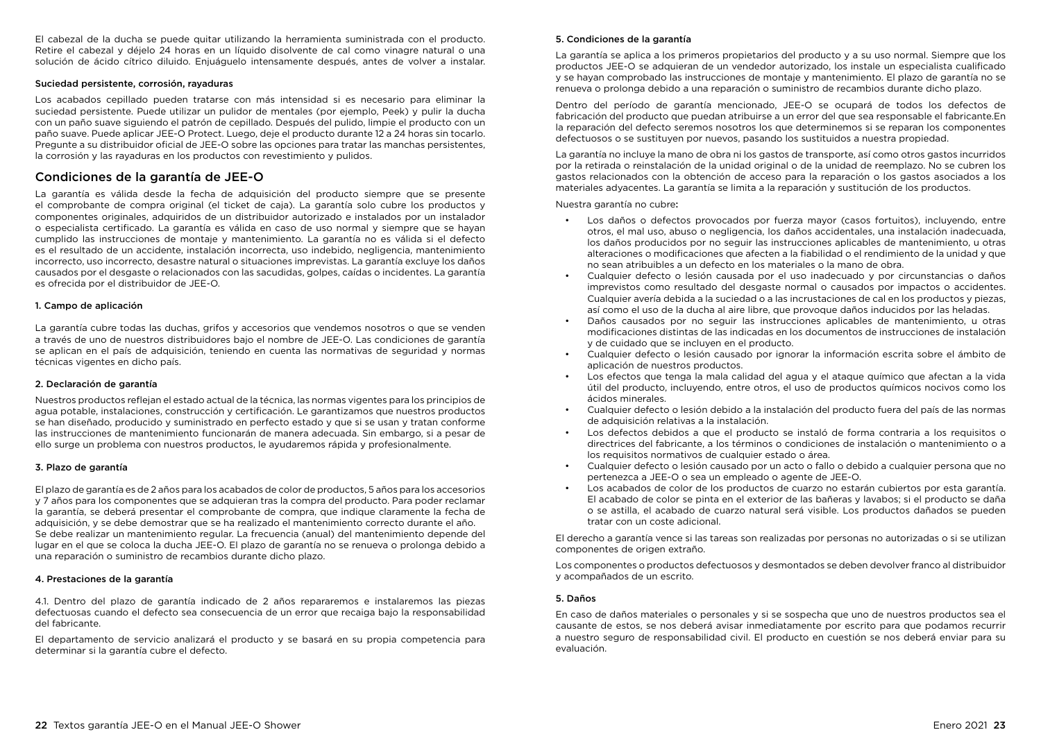El cabezal de la ducha se puede quitar utilizando la herramienta suministrada con el producto. Retire el cabezal y déjelo 24 horas en un líquido disolvente de cal como vinagre natural o una solución de ácido cítrico diluido. Enjuáguelo intensamente después, antes de volver a instalar.

#### Suciedad persistente, corrosión, rayaduras

Los acabados cepillado pueden tratarse con más intensidad si es necesario para eliminar la suciedad persistente. Puede utilizar un pulidor de mentales (por ejemplo, Peek) y pulir la ducha con un paño suave siguiendo el patrón de cepillado. Después del pulido, limpie el producto con un paño suave. Puede aplicar JEE-O Protect. Luego, deje el producto durante 12 a 24 horas sin tocarlo. Pregunte a su distribuidor oficial de JEE-O sobre las opciones para tratar las manchas persistentes, la corrosión y las rayaduras en los productos con revestimiento y pulidos.

## Condiciones de la garantía de JEE-O

La garantía es válida desde la fecha de adquisición del producto siempre que se presente el comprobante de compra original (el ticket de caja). La garantía solo cubre los productos y componentes originales, adquiridos de un distribuidor autorizado e instalados por un instalador o especialista certificado. La garantía es válida en caso de uso normal y siempre que se hayan cumplido las instrucciones de montaje y mantenimiento. La garantía no es válida si el defecto es el resultado de un accidente, instalación incorrecta, uso indebido, negligencia, mantenimiento incorrecto, uso incorrecto, desastre natural o situaciones imprevistas. La garantía excluye los daños causados por el desgaste o relacionados con las sacudidas, golpes, caídas o incidentes. La garantía es ofrecida por el distribuidor de JEE-O.

#### 1. Campo de aplicación

La garantía cubre todas las duchas, grifos y accesorios que vendemos nosotros o que se venden a través de uno de nuestros distribuidores bajo el nombre de JEE-O. Las condiciones de garantía se aplican en el país de adquisición, teniendo en cuenta las normativas de seguridad y normas técnicas vigentes en dicho país.

#### 2. Declaración de garantía

Nuestros productos reflejan el estado actual de la técnica, las normas vigentes para los principios de agua potable, instalaciones, construcción y certificación. Le garantizamos que nuestros productos se han diseñado, producido y suministrado en perfecto estado y que si se usan y tratan conforme las instrucciones de mantenimiento funcionarán de manera adecuada. Sin embargo, si a pesar de ello surge un problema con nuestros productos, le ayudaremos rápida y profesionalmente.

#### 3. Plazo de garantía

El plazo de garantía es de 2 años para los acabados de color de productos, 5 años para los accesorios y 7 años para los componentes que se adquieran tras la compra del producto. Para poder reclamar la garantía, se deberá presentar el comprobante de compra, que indique claramente la fecha de adquisición, y se debe demostrar que se ha realizado el mantenimiento correcto durante el año.
Se debe realizar un mantenimiento regular. La frecuencia (anual) del mantenimiento depende del lugar en el que se coloca la ducha JEE-O. El plazo de garantía no se renueva o prolonga debido a una reparación o suministro de recambios durante dicho plazo.

#### 4. Prestaciones de la garantía

4.1. Dentro del plazo de garantía indicado de 2 años repararemos e instalaremos las piezas defectuosas cuando el defecto sea consecuencia de un error que recaiga bajo la responsabilidad del fabricante.

El departamento de servicio analizará el producto y se basará en su propia competencia para determinar si la garantía cubre el defecto.

#### 5. Condiciones de la garantía

La garantía se aplica a los primeros propietarios del producto y a su uso normal. Siempre que los productos JEE-O se adquieran de un vendedor autorizado, los instale un especialista cualificado y se hayan comprobado las instrucciones de montaje y mantenimiento. El plazo de garantía no se renueva o prolonga debido a una reparación o suministro de recambios durante dicho plazo.

Dentro del período de garantía mencionado, JEE-O se ocupará de todos los defectos de fabricación del producto que puedan atribuirse a un error del que sea responsable el fabricante.En la reparación del defecto seremos nosotros los que determinemos si se reparan los componentes defectuosos o se sustituyen por nuevos, pasando los sustituidos a nuestra propiedad.

La garantía no incluye la mano de obra ni los gastos de transporte, así como otros gastos incurridos por la retirada o reinstalación de la unidad original o de la unidad de reemplazo. No se cubren los gastos relacionados con la obtención de acceso para la reparación o los gastos asociados a los materiales adyacentes. La garantía se limita a la reparación y sustitución de los productos.

Nuestra garantía no cubre:

- Los daños o defectos provocados por fuerza mayor (casos fortuitos), incluyendo, entre otros, el mal uso, abuso o negligencia, los daños accidentales, una instalación inadecuada, los daños producidos por no seguir las instrucciones aplicables de mantenimiento, u otras alteraciones o modificaciones que afecten a la fiabilidad o el rendimiento de la unidad y que no sean atribuibles a un defecto en los materiales o la mano de obra.
- Cualquier defecto o lesión causada por el uso inadecuado y por circunstancias o daños imprevistos como resultado del desgaste normal o causados por impactos o accidentes. Cualquier avería debida a la suciedad o a las incrustaciones de cal en los productos y piezas, así como el uso de la ducha al aire libre, que provoque daños inducidos por las heladas.
- Daños causados por no seguir las instrucciones aplicables de mantenimiento, u otras modificaciones distintas de las indicadas en los documentos de instrucciones de instalación y de cuidado que se incluyen en el producto.
- Cualquier defecto o lesión causado por ignorar la información escrita sobre el ámbito de aplicación de nuestros productos.
- Los efectos que tenga la mala calidad del agua y el ataque químico que afectan a la vida útil del producto, incluyendo, entre otros, el uso de productos químicos nocivos como los ácidos minerales.
- Cualquier defecto o lesión debido a la instalación del producto fuera del país de las normas de adquisición relativas a la instalación.
- Los defectos debidos a que el producto se instaló de forma contraria a los requisitos o directrices del fabricante, a los términos o condiciones de instalación o mantenimiento o a los requisitos normativos de cualquier estado o área.
- Cualquier defecto o lesión causado por un acto o fallo o debido a cualquier persona que no pertenezca a JEE-O o sea un empleado o agente de JEE-O.
- Los acabados de color de los productos de cuarzo no estarán cubiertos por esta garantía. El acabado de color se pinta en el exterior de las bañeras y lavabos; si el producto se daña o se astilla, el acabado de cuarzo natural será visible. Los productos dañados se pueden tratar con un coste adicional.

El derecho a garantía vence si las tareas son realizadas por personas no autorizadas o si se utilizan componentes de origen extraño.

Los componentes o productos defectuosos y desmontados se deben devolver franco al distribuidor y acompañados de un escrito.

#### 5. Daños

En caso de daños materiales o personales y si se sospecha que uno de nuestros productos sea el causante de estos, se nos deberá avisar inmediatamente por escrito para que podamos recurrir a nuestro seguro de responsabilidad civil. El producto en cuestión se nos deberá enviar para su evaluación.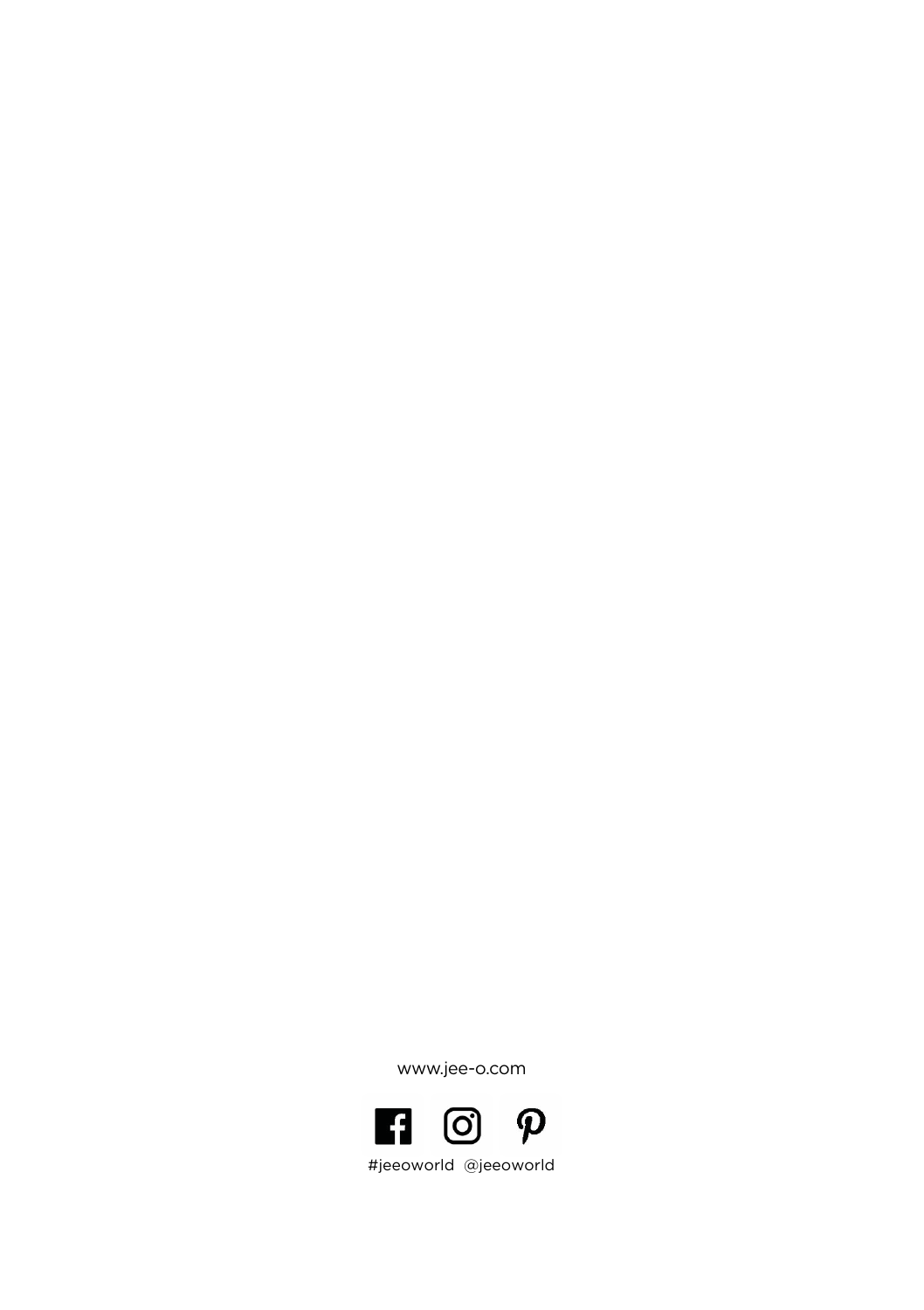www.jee-o.com

#jeeoworld @jeeoworld